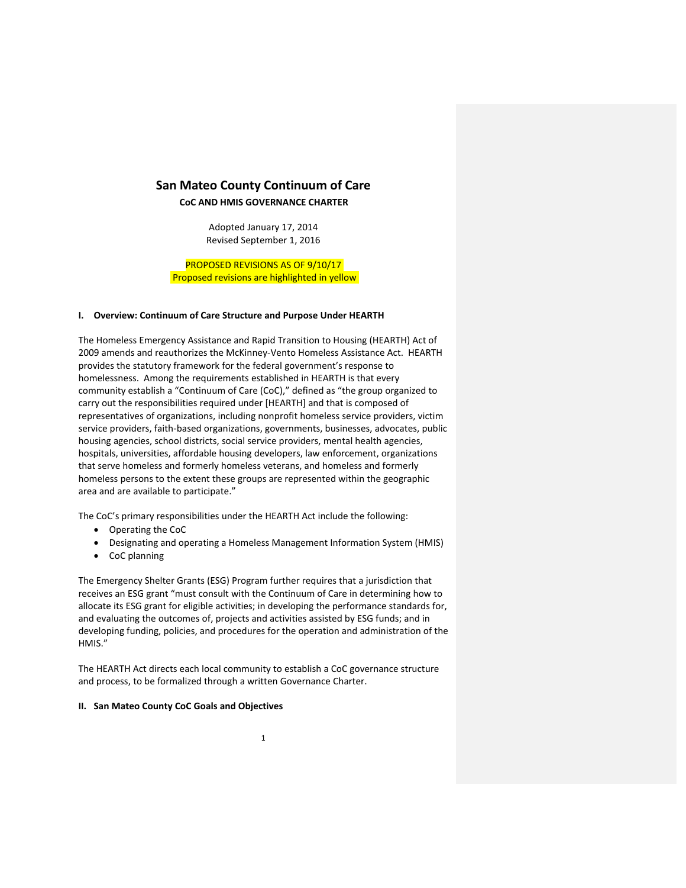# San Mateo County Continuum of Care

**CoC AND HMIS GOVERNANCE CHARTER**

Adopted January 17, 2014
Revised September 1, 2016

PROPOSED REVISIONS AS OF 9/10/17
Proposed revisions are highlighted in yellow

## I. Overview: Continuum of Care Structure and Purpose Under HEARTH

The Homeless Emergency Assistance and Rapid Transition to Housing (HEARTH) Act of 2009 amends and reauthorizes the McKinney-Vento Homeless Assistance Act. HEARTH provides the statutory framework for the federal government's response to homelessness. Among the requirements established in HEARTH is that every community establish a "Continuum of Care (CoC)," defined as "the group organized to carry out the responsibilities required under [HEARTH] and that is composed of representatives of organizations, including nonprofit homeless service providers, victim service providers, faith-based organizations, governments, businesses, advocates, public housing agencies, school districts, social service providers, mental health agencies, hospitals, universities, affordable housing developers, law enforcement, organizations that serve homeless and formerly homeless veterans, and homeless and formerly homeless persons to the extent these groups are represented within the geographic area and are available to participate."

The CoC's primary responsibilities under the HEARTH Act include the following:

- Operating the CoC
- Designating and operating a Homeless Management Information System (HMIS)
- CoC planning

The Emergency Shelter Grants (ESG) Program further requires that a jurisdiction that receives an ESG grant "must consult with the Continuum of Care in determining how to allocate its ESG grant for eligible activities; in developing the performance standards for, and evaluating the outcomes of, projects and activities assisted by ESG funds; and in developing funding, policies, and procedures for the operation and administration of the HMIS."

The HEARTH Act directs each local community to establish a CoC governance structure and process, to be formalized through a written Governance Charter.

## II. San Mateo County CoC Goals and Objectives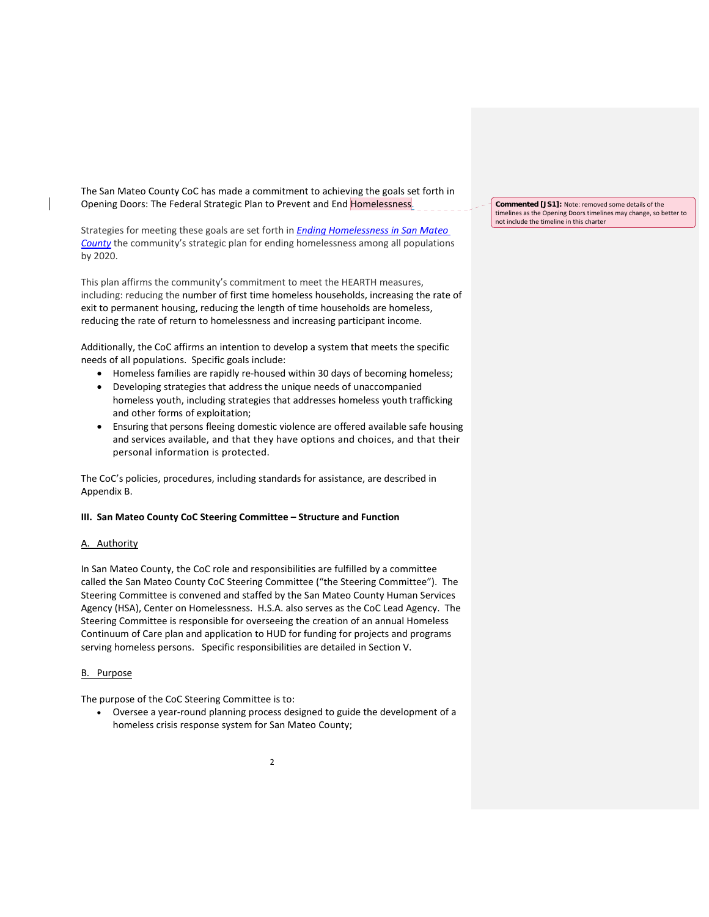The San Mateo County CoC has made a commitment to achieving the goals set forth in Opening Doors: The Federal Strategic Plan to Prevent and End Homelessness.

> **Commented [JS1]:** Note: removed some details of the timelines as the Opening Doors timelines may change, so better to not include the timeline in this charter

Strategies for meeting these goals are set forth in *Ending Homelessness in San Mateo County* the community's strategic plan for ending homelessness among all populations by 2020.

This plan affirms the community's commitment to meet the HEARTH measures, including: reducing the number of first time homeless households, increasing the rate of exit to permanent housing, reducing the length of time households are homeless, reducing the rate of return to homelessness and increasing participant income.

Additionally, the CoC affirms an intention to develop a system that meets the specific needs of all populations. Specific goals include:

- Homeless families are rapidly re-housed within 30 days of becoming homeless;
- Developing strategies that address the unique needs of unaccompanied homeless youth, including strategies that addresses homeless youth trafficking and other forms of exploitation;
- Ensuring that persons fleeing domestic violence are offered available safe housing and services available, and that they have options and choices, and that their personal information is protected.

The CoC's policies, procedures, including standards for assistance, are described in Appendix B.

### III. San Mateo County CoC Steering Committee – Structure and Function

#### A. Authority

In San Mateo County, the CoC role and responsibilities are fulfilled by a committee called the San Mateo County CoC Steering Committee ("the Steering Committee"). The Steering Committee is convened and staffed by the San Mateo County Human Services Agency (HSA), Center on Homelessness. H.S.A. also serves as the CoC Lead Agency. The Steering Committee is responsible for overseeing the creation of an annual Homeless Continuum of Care plan and application to HUD for funding for projects and programs serving homeless persons. Specific responsibilities are detailed in Section V.

#### B. Purpose

The purpose of the CoC Steering Committee is to:

- Oversee a year-round planning process designed to guide the development of a homeless crisis response system for San Mateo County;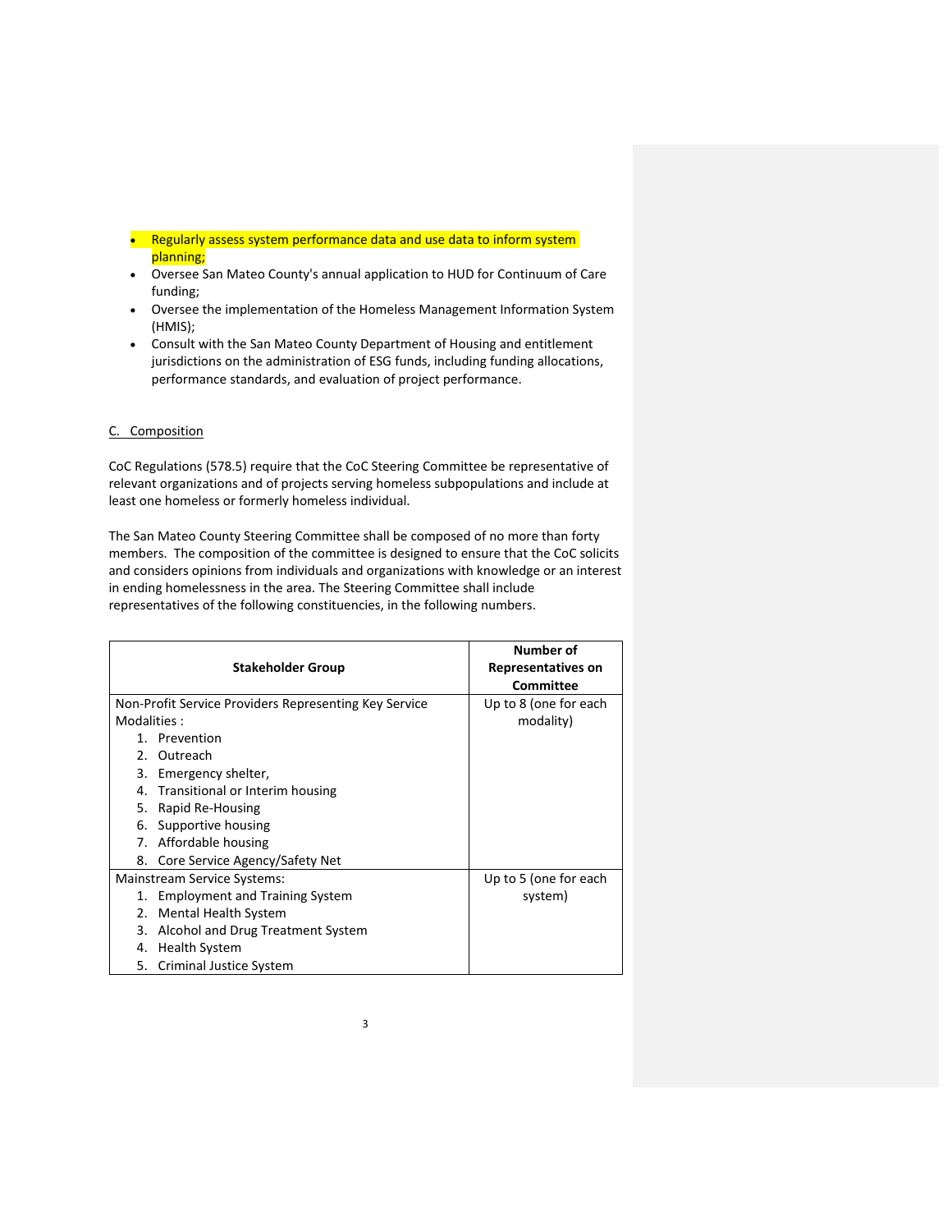- Regularly assess system performance data and use data to inform system planning;
- Oversee San Mateo County's annual application to HUD for Continuum of Care funding;
- Oversee the implementation of the Homeless Management Information System (HMIS);
- Consult with the San Mateo County Department of Housing and entitlement jurisdictions on the administration of ESG funds, including funding allocations, performance standards, and evaluation of project performance.

C. Composition

CoC Regulations (578.5) require that the CoC Steering Committee be representative of relevant organizations and of projects serving homeless subpopulations and include at least one homeless or formerly homeless individual.

The San Mateo County Steering Committee shall be composed of no more than forty members. The composition of the committee is designed to ensure that the CoC solicits and considers opinions from individuals and organizations with knowledge or an interest in ending homelessness in the area. The Steering Committee shall include representatives of the following constituencies, in the following numbers.

| Stakeholder Group | Number of Representatives on Committee |
|---|---|
| Non-Profit Service Providers Representing Key Service Modalities :<br>1. Prevention<br>2. Outreach<br>3. Emergency shelter,<br>4. Transitional or Interim housing<br>5. Rapid Re-Housing<br>6. Supportive housing<br>7. Affordable housing<br>8. Core Service Agency/Safety Net | Up to 8 (one for each modality) |
| Mainstream Service Systems:<br>1. Employment and Training System<br>2. Mental Health System<br>3. Alcohol and Drug Treatment System<br>4. Health System<br>5. Criminal Justice System | Up to 5 (one for each system) |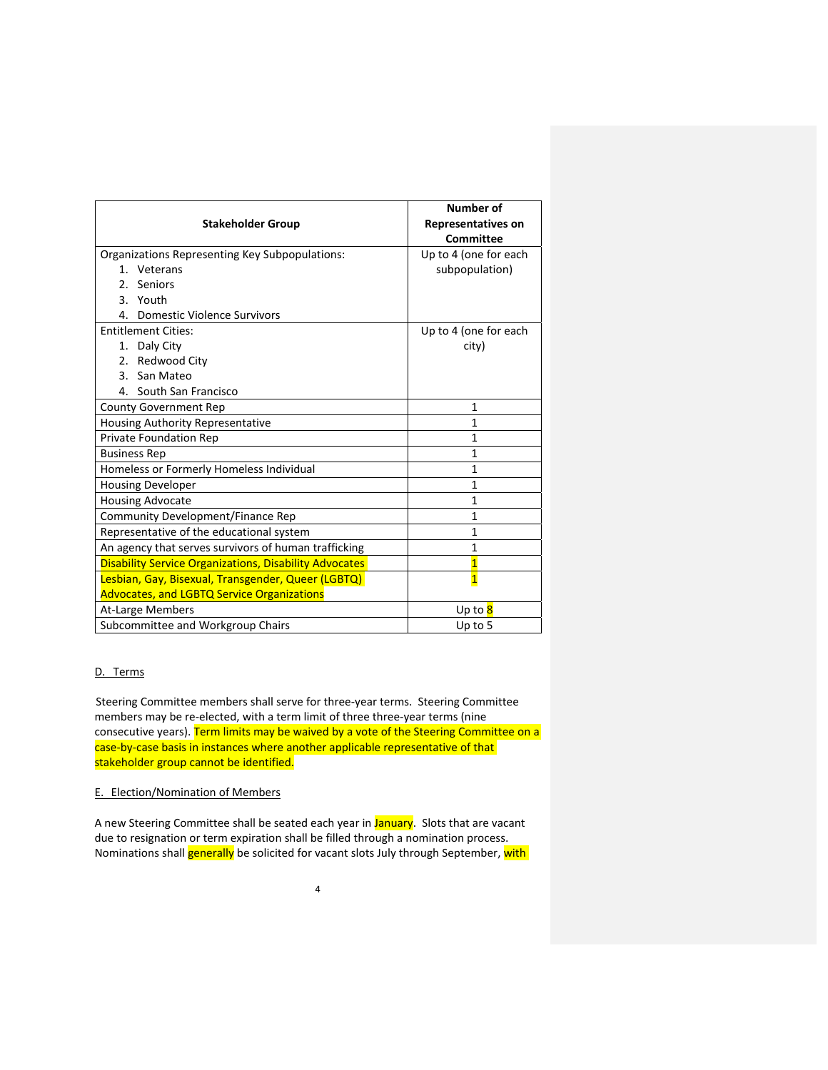| Stakeholder Group | Number of Representatives on Committee |
|---|---|
| Organizations Representing Key Subpopulations:<br>1. Veterans<br>2. Seniors<br>3. Youth<br>4. Domestic Violence Survivors | Up to 4 (one for each subpopulation) |
| Entitlement Cities:<br>1. Daly City<br>2. Redwood City<br>3. San Mateo<br>4. South San Francisco | Up to 4 (one for each city) |
| County Government Rep | 1 |
| Housing Authority Representative | 1 |
| Private Foundation Rep | 1 |
| Business Rep | 1 |
| Homeless or Formerly Homeless Individual | 1 |
| Housing Developer | 1 |
| Housing Advocate | 1 |
| Community Development/Finance Rep | 1 |
| Representative of the educational system | 1 |
| An agency that serves survivors of human trafficking | 1 |
| Disability Service Organizations, Disability Advocates | 1 |
| Lesbian, Gay, Bisexual, Transgender, Queer (LGBTQ) Advocates, and LGBTQ Service Organizations | 1 |
| At-Large Members | Up to 8 |
| Subcommittee and Workgroup Chairs | Up to 5 |

D. Terms

Steering Committee members shall serve for three-year terms. Steering Committee members may be re-elected, with a term limit of three three-year terms (nine consecutive years). Term limits may be waived by a vote of the Steering Committee on a case-by-case basis in instances where another applicable representative of that stakeholder group cannot be identified.

E. Election/Nomination of Members

A new Steering Committee shall be seated each year in January. Slots that are vacant due to resignation or term expiration shall be filled through a nomination process. Nominations shall generally be solicited for vacant slots July through September, with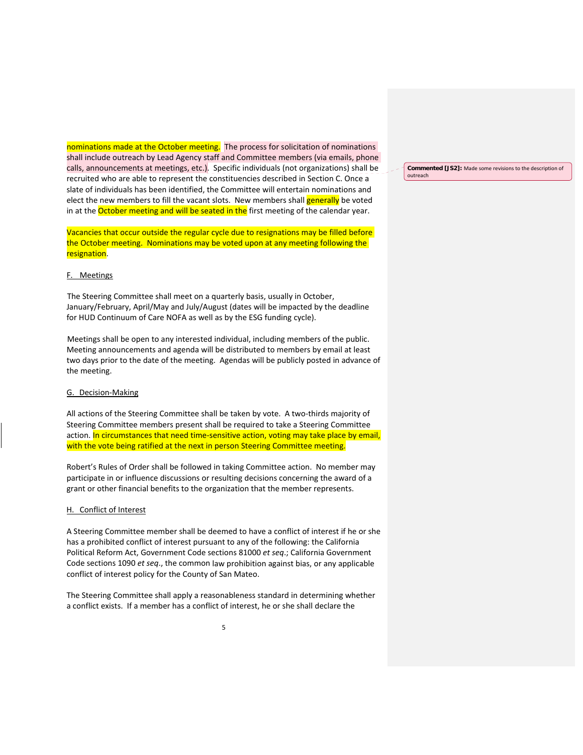nominations made at the October meeting. The process for solicitation of nominations shall include outreach by Lead Agency staff and Committee members (via emails, phone calls, announcements at meetings, etc.). Specific individuals (not organizations) shall be recruited who are able to represent the constituencies described in Section C. Once a slate of individuals has been identified, the Committee will entertain nominations and elect the new members to fill the vacant slots. New members shall generally be voted in at the October meeting and will be seated in the first meeting of the calendar year.

**Commented [JS2]:** Made some revisions to the description of outreach

Vacancies that occur outside the regular cycle due to resignations may be filled before the October meeting. Nominations may be voted upon at any meeting following the resignation.

F. Meetings

The Steering Committee shall meet on a quarterly basis, usually in October, January/February, April/May and July/August (dates will be impacted by the deadline for HUD Continuum of Care NOFA as well as by the ESG funding cycle).

Meetings shall be open to any interested individual, including members of the public. Meeting announcements and agenda will be distributed to members by email at least two days prior to the date of the meeting. Agendas will be publicly posted in advance of the meeting.

G. Decision-Making

All actions of the Steering Committee shall be taken by vote. A two-thirds majority of Steering Committee members present shall be required to take a Steering Committee action. In circumstances that need time-sensitive action, voting may take place by email, with the vote being ratified at the next in person Steering Committee meeting.

Robert's Rules of Order shall be followed in taking Committee action. No member may participate in or influence discussions or resulting decisions concerning the award of a grant or other financial benefits to the organization that the member represents.

H. Conflict of Interest

A Steering Committee member shall be deemed to have a conflict of interest if he or she has a prohibited conflict of interest pursuant to any of the following: the California Political Reform Act, Government Code sections 81000 *et seq*.; California Government Code sections 1090 *et seq*., the common law prohibition against bias, or any applicable conflict of interest policy for the County of San Mateo.

The Steering Committee shall apply a reasonableness standard in determining whether a conflict exists. If a member has a conflict of interest, he or she shall declare the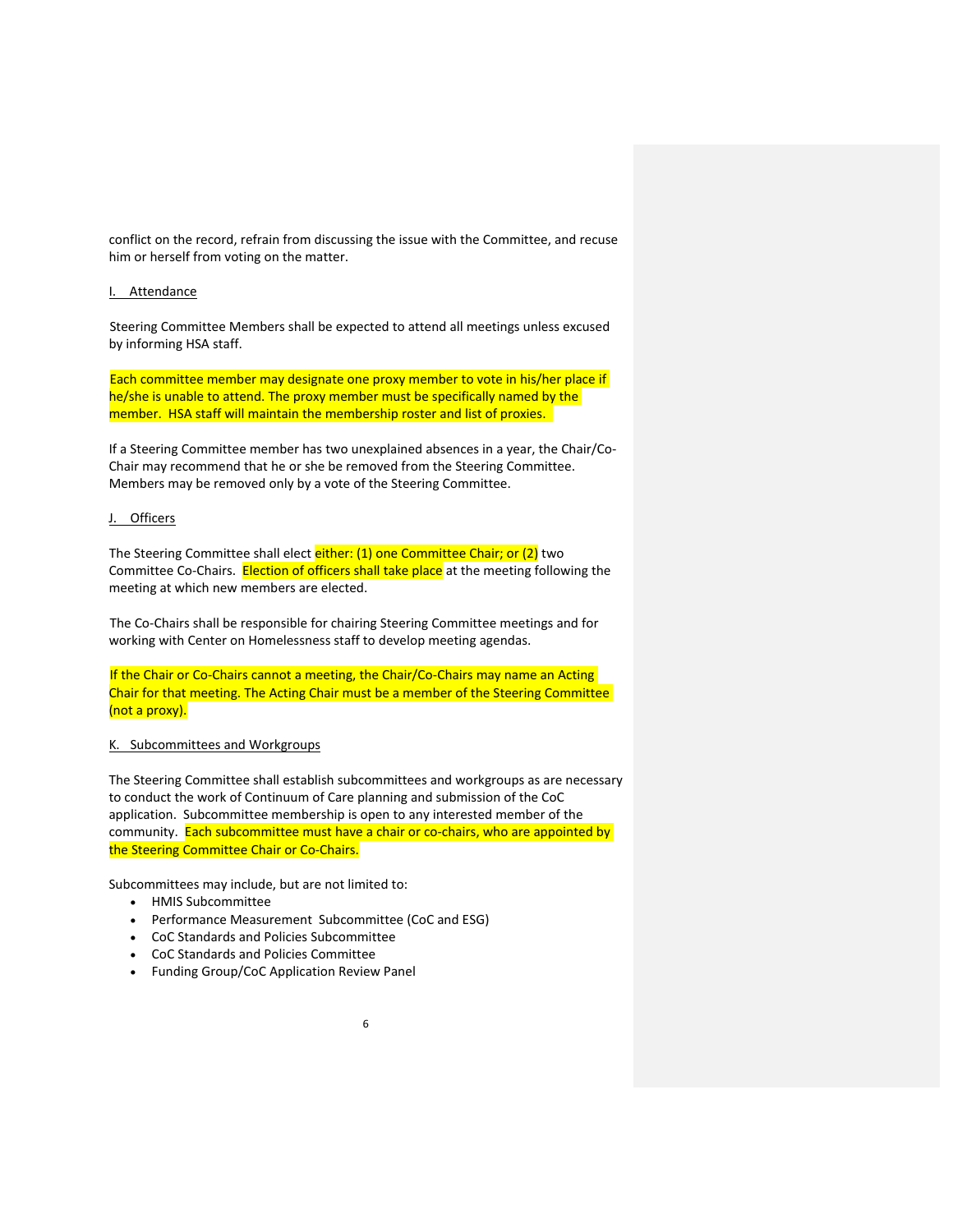conflict on the record, refrain from discussing the issue with the Committee, and recuse him or herself from voting on the matter.

I. Attendance

Steering Committee Members shall be expected to attend all meetings unless excused by informing HSA staff.

Each committee member may designate one proxy member to vote in his/her place if he/she is unable to attend. The proxy member must be specifically named by the member. HSA staff will maintain the membership roster and list of proxies.

If a Steering Committee member has two unexplained absences in a year, the Chair/Co-Chair may recommend that he or she be removed from the Steering Committee. Members may be removed only by a vote of the Steering Committee.

J. Officers

The Steering Committee shall elect either: (1) one Committee Chair; or (2) two Committee Co-Chairs. Election of officers shall take place at the meeting following the meeting at which new members are elected.

The Co-Chairs shall be responsible for chairing Steering Committee meetings and for working with Center on Homelessness staff to develop meeting agendas.

If the Chair or Co-Chairs cannot a meeting, the Chair/Co-Chairs may name an Acting Chair for that meeting. The Acting Chair must be a member of the Steering Committee (not a proxy).

K. Subcommittees and Workgroups

The Steering Committee shall establish subcommittees and workgroups as are necessary to conduct the work of Continuum of Care planning and submission of the CoC application. Subcommittee membership is open to any interested member of the community. Each subcommittee must have a chair or co-chairs, who are appointed by the Steering Committee Chair or Co-Chairs.

Subcommittees may include, but are not limited to:

- HMIS Subcommittee
- Performance Measurement Subcommittee (CoC and ESG)
- CoC Standards and Policies Subcommittee
- CoC Standards and Policies Committee
- Funding Group/CoC Application Review Panel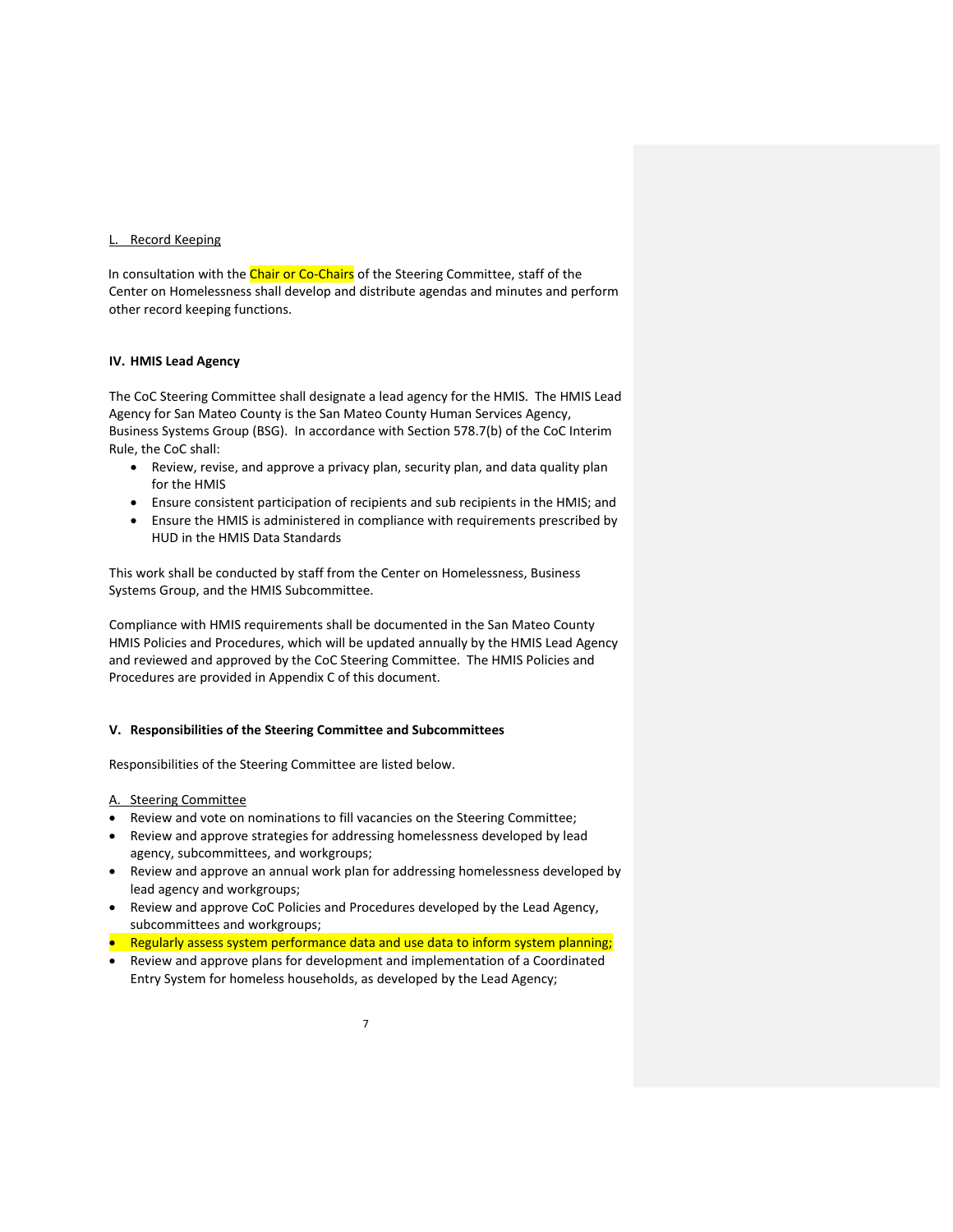L. Record Keeping

In consultation with the Chair or Co-Chairs of the Steering Committee, staff of the Center on Homelessness shall develop and distribute agendas and minutes and perform other record keeping functions.

## IV. HMIS Lead Agency

The CoC Steering Committee shall designate a lead agency for the HMIS. The HMIS Lead Agency for San Mateo County is the San Mateo County Human Services Agency, Business Systems Group (BSG). In accordance with Section 578.7(b) of the CoC Interim Rule, the CoC shall:

- Review, revise, and approve a privacy plan, security plan, and data quality plan for the HMIS
- Ensure consistent participation of recipients and sub recipients in the HMIS; and
- Ensure the HMIS is administered in compliance with requirements prescribed by HUD in the HMIS Data Standards

This work shall be conducted by staff from the Center on Homelessness, Business Systems Group, and the HMIS Subcommittee.

Compliance with HMIS requirements shall be documented in the San Mateo County HMIS Policies and Procedures, which will be updated annually by the HMIS Lead Agency and reviewed and approved by the CoC Steering Committee. The HMIS Policies and Procedures are provided in Appendix C of this document.

## V. Responsibilities of the Steering Committee and Subcommittees

Responsibilities of the Steering Committee are listed below.

A. Steering Committee

- Review and vote on nominations to fill vacancies on the Steering Committee;
- Review and approve strategies for addressing homelessness developed by lead agency, subcommittees, and workgroups;
- Review and approve an annual work plan for addressing homelessness developed by lead agency and workgroups;
- Review and approve CoC Policies and Procedures developed by the Lead Agency, subcommittees and workgroups;
- Regularly assess system performance data and use data to inform system planning;
- Review and approve plans for development and implementation of a Coordinated Entry System for homeless households, as developed by the Lead Agency;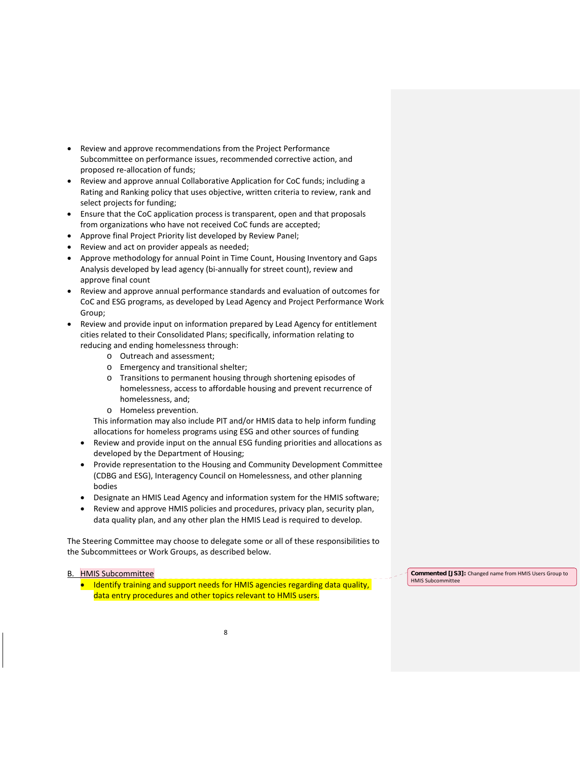- Review and approve recommendations from the Project Performance Subcommittee on performance issues, recommended corrective action, and proposed re-allocation of funds;
- Review and approve annual Collaborative Application for CoC funds; including a Rating and Ranking policy that uses objective, written criteria to review, rank and select projects for funding;
- Ensure that the CoC application process is transparent, open and that proposals from organizations who have not received CoC funds are accepted;
- Approve final Project Priority list developed by Review Panel;
- Review and act on provider appeals as needed;
- Approve methodology for annual Point in Time Count, Housing Inventory and Gaps Analysis developed by lead agency (bi-annually for street count), review and approve final count
- Review and approve annual performance standards and evaluation of outcomes for CoC and ESG programs, as developed by Lead Agency and Project Performance Work Group;
- Review and provide input on information prepared by Lead Agency for entitlement cities related to their Consolidated Plans; specifically, information relating to reducing and ending homelessness through:
  - Outreach and assessment;
  - Emergency and transitional shelter;
  - Transitions to permanent housing through shortening episodes of homelessness, access to affordable housing and prevent recurrence of homelessness, and;
  - Homeless prevention.

  This information may also include PIT and/or HMIS data to help inform funding allocations for homeless programs using ESG and other sources of funding
  - Review and provide input on the annual ESG funding priorities and allocations as developed by the Department of Housing;
  - Provide representation to the Housing and Community Development Committee (CDBG and ESG), Interagency Council on Homelessness, and other planning bodies
  - Designate an HMIS Lead Agency and information system for the HMIS software;
  - Review and approve HMIS policies and procedures, privacy plan, security plan, data quality plan, and any other plan the HMIS Lead is required to develop.

The Steering Committee may choose to delegate some or all of these responsibilities to the Subcommittees or Work Groups, as described below.

B. HMIS Subcommittee

- Identify training and support needs for HMIS agencies regarding data quality, data entry procedures and other topics relevant to HMIS users.

**Commented [JS3]:** Changed name from HMIS Users Group to HMIS Subcommittee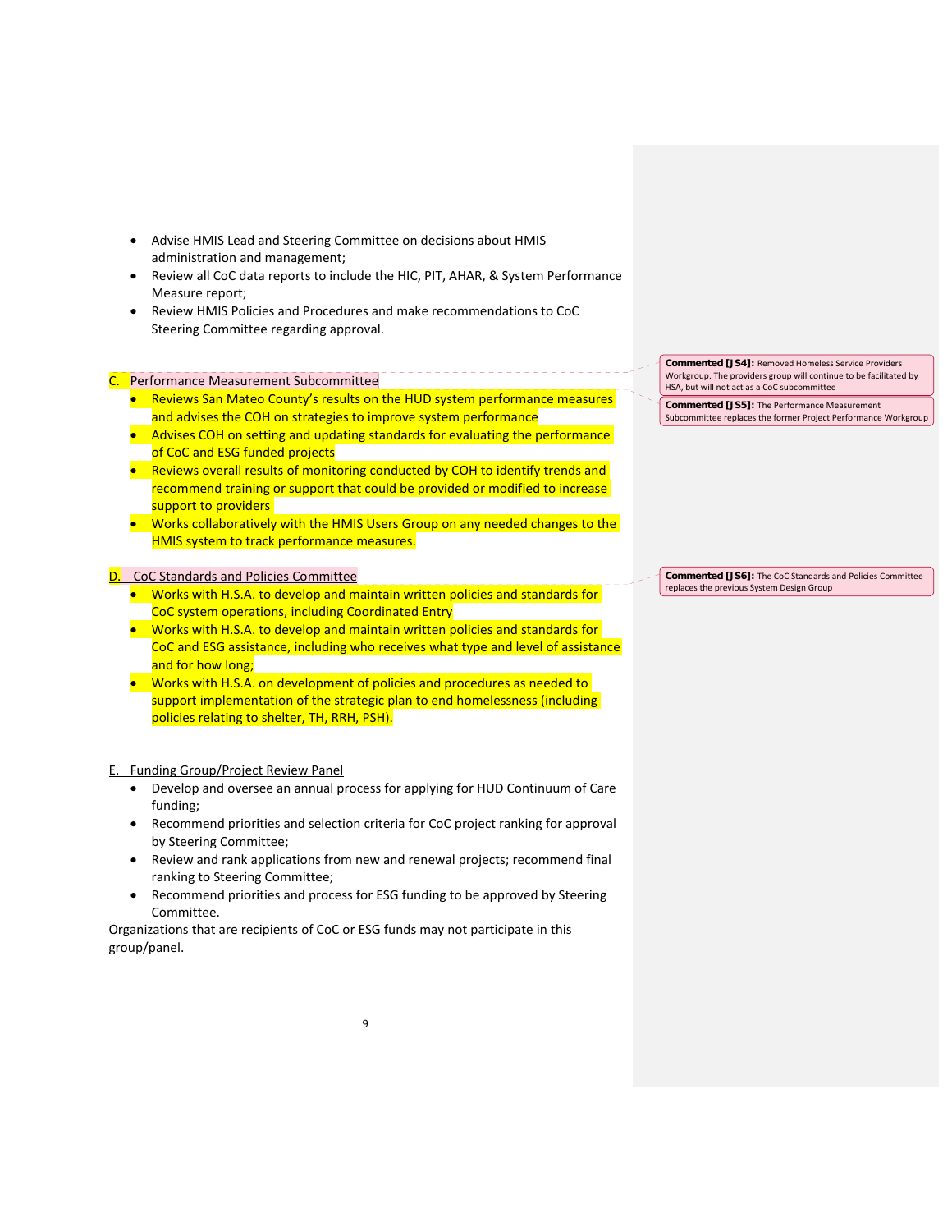- Advise HMIS Lead and Steering Committee on decisions about HMIS administration and management;
- Review all CoC data reports to include the HIC, PIT, AHAR, & System Performance Measure report;
- Review HMIS Policies and Procedures and make recommendations to CoC Steering Committee regarding approval.

C. Performance Measurement Subcommittee

- Reviews San Mateo County's results on the HUD system performance measures and advises the COH on strategies to improve system performance
- Advises COH on setting and updating standards for evaluating the performance of CoC and ESG funded projects
- Reviews overall results of monitoring conducted by COH to identify trends and recommend training or support that could be provided or modified to increase support to providers
- Works collaboratively with the HMIS Users Group on any needed changes to the HMIS system to track performance measures.

D. CoC Standards and Policies Committee

- Works with H.S.A. to develop and maintain written policies and standards for CoC system operations, including Coordinated Entry
- Works with H.S.A. to develop and maintain written policies and standards for CoC and ESG assistance, including who receives what type and level of assistance and for how long;
- Works with H.S.A. on development of policies and procedures as needed to support implementation of the strategic plan to end homelessness (including policies relating to shelter, TH, RRH, PSH).

E. Funding Group/Project Review Panel

- Develop and oversee an annual process for applying for HUD Continuum of Care funding;
- Recommend priorities and selection criteria for CoC project ranking for approval by Steering Committee;
- Review and rank applications from new and renewal projects; recommend final ranking to Steering Committee;
- Recommend priorities and process for ESG funding to be approved by Steering Committee.

Organizations that are recipients of CoC or ESG funds may not participate in this group/panel.

**Commented [JS4]:** Removed Homeless Service Providers Workgroup. The providers group will continue to be facilitated by HSA, but will not act as a CoC subcommittee

**Commented [JS5]:** The Performance Measurement Subcommittee replaces the former Project Performance Workgroup

**Commented [JS6]:** The CoC Standards and Policies Committee replaces the previous System Design Group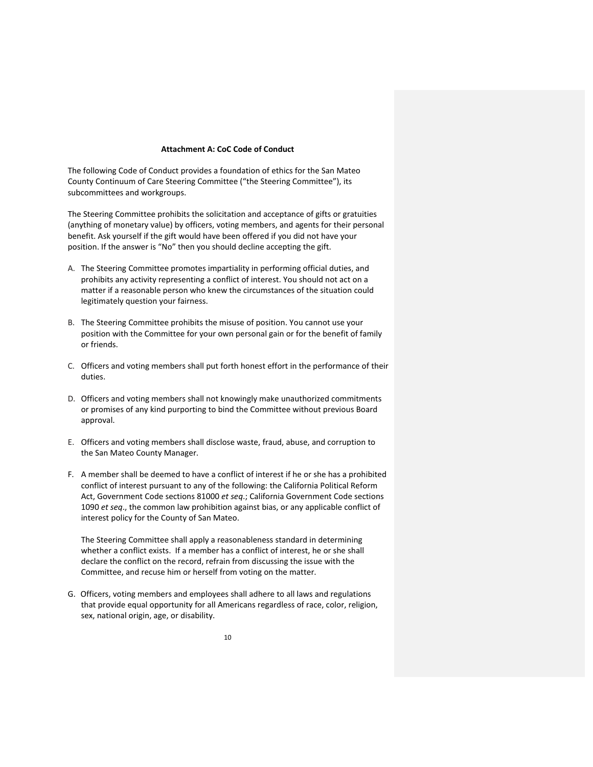**Attachment A: CoC Code of Conduct**

The following Code of Conduct provides a foundation of ethics for the San Mateo County Continuum of Care Steering Committee ("the Steering Committee"), its subcommittees and workgroups.

The Steering Committee prohibits the solicitation and acceptance of gifts or gratuities (anything of monetary value) by officers, voting members, and agents for their personal benefit. Ask yourself if the gift would have been offered if you did not have your position. If the answer is "No" then you should decline accepting the gift.

A. The Steering Committee promotes impartiality in performing official duties, and prohibits any activity representing a conflict of interest. You should not act on a matter if a reasonable person who knew the circumstances of the situation could legitimately question your fairness.

B. The Steering Committee prohibits the misuse of position. You cannot use your position with the Committee for your own personal gain or for the benefit of family or friends.

C. Officers and voting members shall put forth honest effort in the performance of their duties.

D. Officers and voting members shall not knowingly make unauthorized commitments or promises of any kind purporting to bind the Committee without previous Board approval.

E. Officers and voting members shall disclose waste, fraud, abuse, and corruption to the San Mateo County Manager.

F. A member shall be deemed to have a conflict of interest if he or she has a prohibited conflict of interest pursuant to any of the following: the California Political Reform Act, Government Code sections 81000 *et seq*.; California Government Code sections 1090 *et seq*., the common law prohibition against bias, or any applicable conflict of interest policy for the County of San Mateo.

   The Steering Committee shall apply a reasonableness standard in determining whether a conflict exists. If a member has a conflict of interest, he or she shall declare the conflict on the record, refrain from discussing the issue with the Committee, and recuse him or herself from voting on the matter.

G. Officers, voting members and employees shall adhere to all laws and regulations that provide equal opportunity for all Americans regardless of race, color, religion, sex, national origin, age, or disability.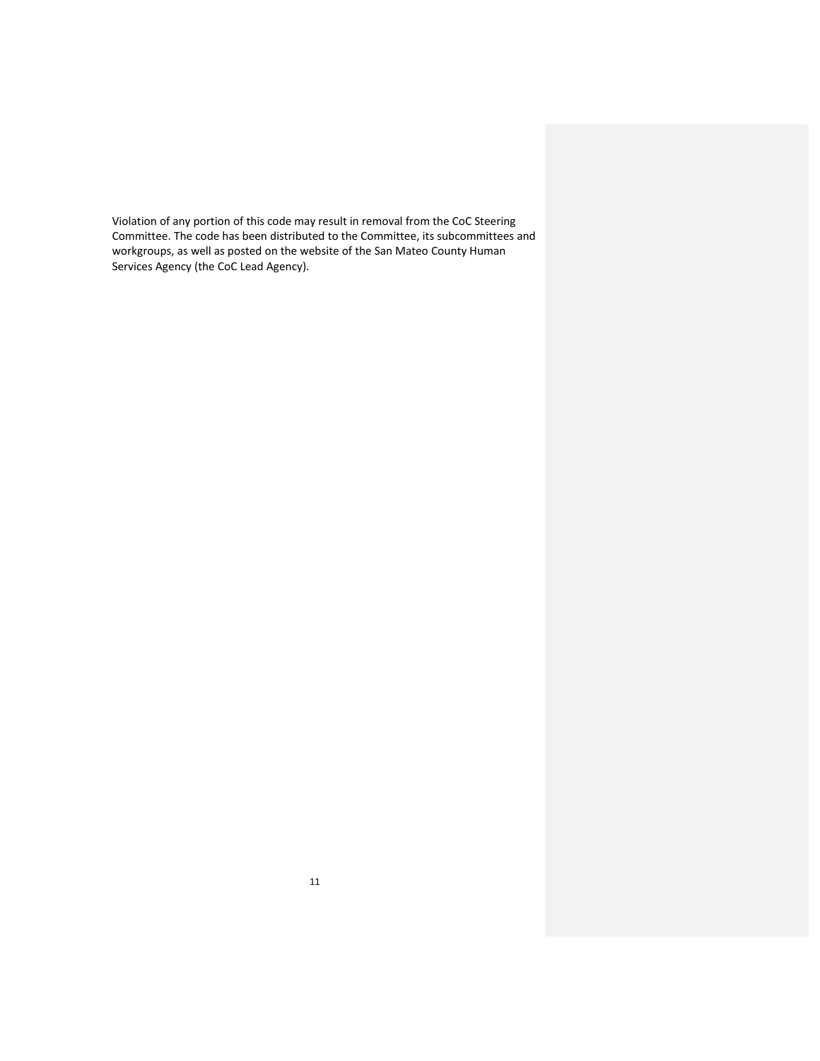Violation of any portion of this code may result in removal from the CoC Steering Committee. The code has been distributed to the Committee, its subcommittees and workgroups, as well as posted on the website of the San Mateo County Human Services Agency (the CoC Lead Agency).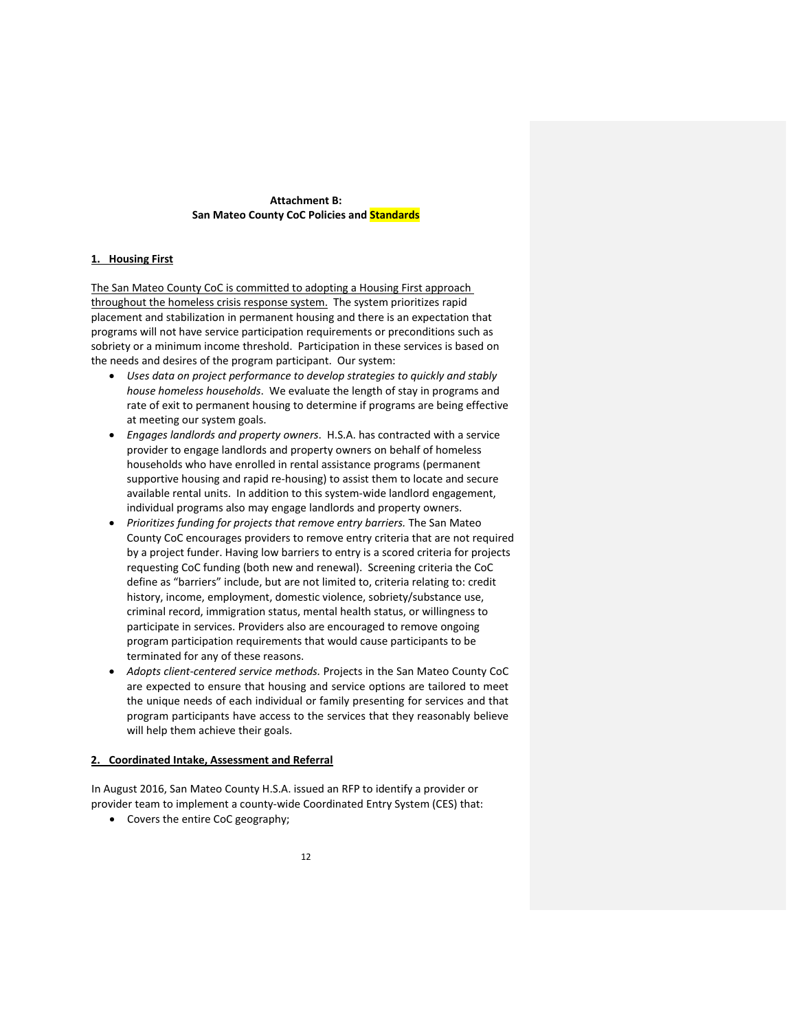**Attachment B:**
**San Mateo County CoC Policies and Standards**

## 1. Housing First

The San Mateo County CoC is committed to adopting a Housing First approach throughout the homeless crisis response system. The system prioritizes rapid placement and stabilization in permanent housing and there is an expectation that programs will not have service participation requirements or preconditions such as sobriety or a minimum income threshold. Participation in these services is based on the needs and desires of the program participant. Our system:

- *Uses data on project performance to develop strategies to quickly and stably house homeless households*. We evaluate the length of stay in programs and rate of exit to permanent housing to determine if programs are being effective at meeting our system goals.
- *Engages landlords and property owners*. H.S.A. has contracted with a service provider to engage landlords and property owners on behalf of homeless households who have enrolled in rental assistance programs (permanent supportive housing and rapid re-housing) to assist them to locate and secure available rental units. In addition to this system-wide landlord engagement, individual programs also may engage landlords and property owners.
- *Prioritizes funding for projects that remove entry barriers.* The San Mateo County CoC encourages providers to remove entry criteria that are not required by a project funder. Having low barriers to entry is a scored criteria for projects requesting CoC funding (both new and renewal). Screening criteria the CoC define as "barriers" include, but are not limited to, criteria relating to: credit history, income, employment, domestic violence, sobriety/substance use, criminal record, immigration status, mental health status, or willingness to participate in services. Providers also are encouraged to remove ongoing program participation requirements that would cause participants to be terminated for any of these reasons.
- *Adopts client-centered service methods.* Projects in the San Mateo County CoC are expected to ensure that housing and service options are tailored to meet the unique needs of each individual or family presenting for services and that program participants have access to the services that they reasonably believe will help them achieve their goals.

## 2. Coordinated Intake, Assessment and Referral

In August 2016, San Mateo County H.S.A. issued an RFP to identify a provider or provider team to implement a county-wide Coordinated Entry System (CES) that:

- Covers the entire CoC geography;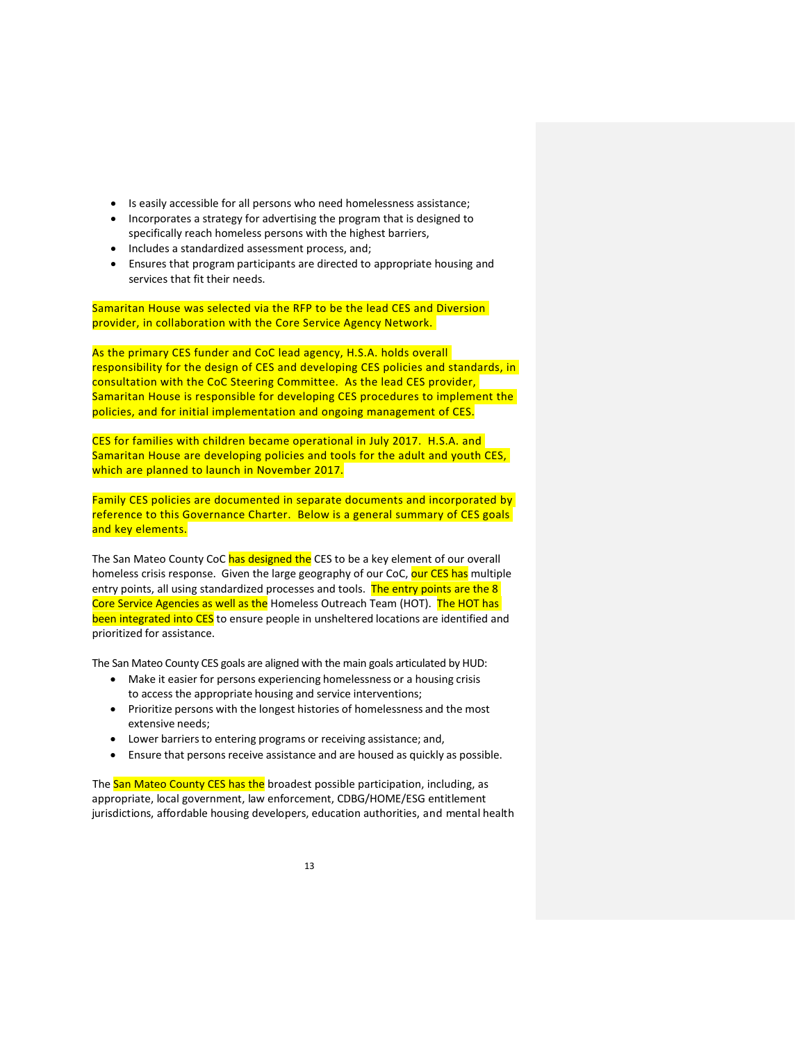- Is easily accessible for all persons who need homelessness assistance;
- Incorporates a strategy for advertising the program that is designed to specifically reach homeless persons with the highest barriers,
- Includes a standardized assessment process, and;
- Ensures that program participants are directed to appropriate housing and services that fit their needs.

Samaritan House was selected via the RFP to be the lead CES and Diversion provider, in collaboration with the Core Service Agency Network.

As the primary CES funder and CoC lead agency, H.S.A. holds overall responsibility for the design of CES and developing CES policies and standards, in consultation with the CoC Steering Committee. As the lead CES provider, Samaritan House is responsible for developing CES procedures to implement the policies, and for initial implementation and ongoing management of CES.

CES for families with children became operational in July 2017. H.S.A. and Samaritan House are developing policies and tools for the adult and youth CES, which are planned to launch in November 2017.

Family CES policies are documented in separate documents and incorporated by reference to this Governance Charter. Below is a general summary of CES goals and key elements.

The San Mateo County CoC has designed the CES to be a key element of our overall homeless crisis response. Given the large geography of our CoC, our CES has multiple entry points, all using standardized processes and tools. The entry points are the 8 Core Service Agencies as well as the Homeless Outreach Team (HOT). The HOT has been integrated into CES to ensure people in unsheltered locations are identified and prioritized for assistance.

The San Mateo County CES goals are aligned with the main goals articulated by HUD:

- Make it easier for persons experiencing homelessness or a housing crisis to access the appropriate housing and service interventions;
- Prioritize persons with the longest histories of homelessness and the most extensive needs;
- Lower barriers to entering programs or receiving assistance; and,
- Ensure that persons receive assistance and are housed as quickly as possible.

The San Mateo County CES has the broadest possible participation, including, as appropriate, local government, law enforcement, CDBG/HOME/ESG entitlement jurisdictions, affordable housing developers, education authorities, and mental health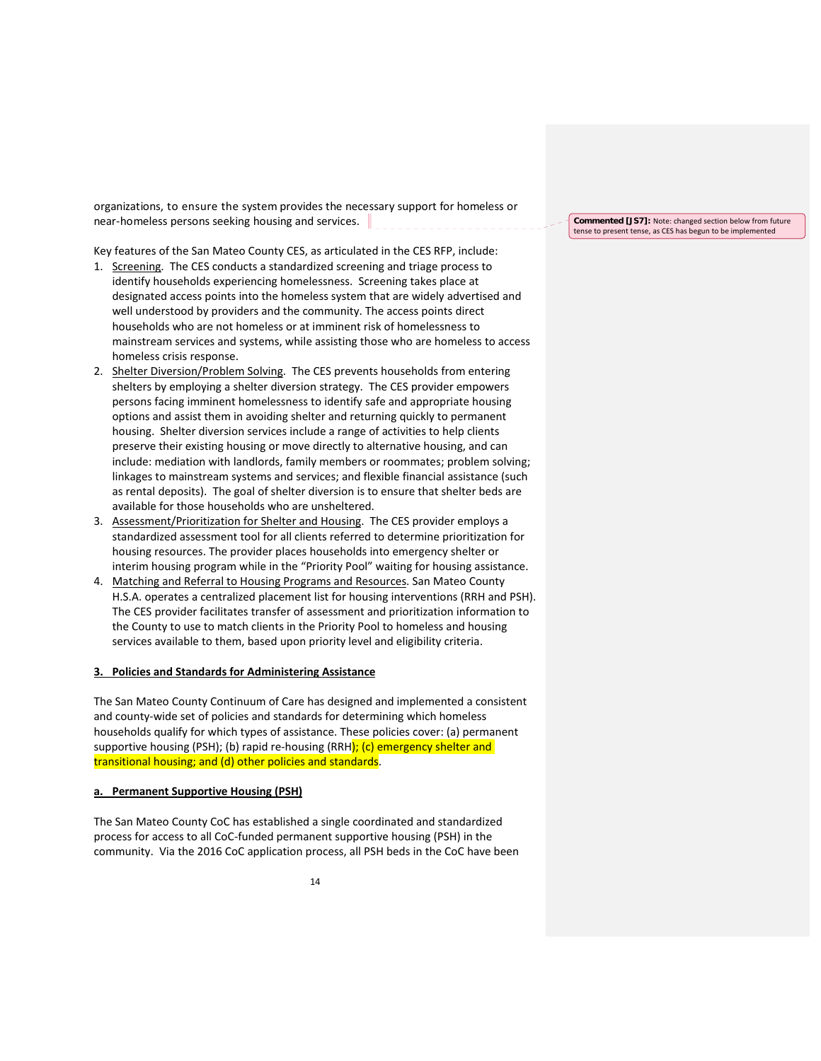organizations, to ensure the system provides the necessary support for homeless or near-homeless persons seeking housing and services.

**Commented [JS7]:** Note: changed section below from future tense to present tense, as CES has begun to be implemented

Key features of the San Mateo County CES, as articulated in the CES RFP, include:

1. Screening. The CES conducts a standardized screening and triage process to identify households experiencing homelessness. Screening takes place at designated access points into the homeless system that are widely advertised and well understood by providers and the community. The access points direct households who are not homeless or at imminent risk of homelessness to mainstream services and systems, while assisting those who are homeless to access homeless crisis response.
2. Shelter Diversion/Problem Solving. The CES prevents households from entering shelters by employing a shelter diversion strategy. The CES provider empowers persons facing imminent homelessness to identify safe and appropriate housing options and assist them in avoiding shelter and returning quickly to permanent housing. Shelter diversion services include a range of activities to help clients preserve their existing housing or move directly to alternative housing, and can include: mediation with landlords, family members or roommates; problem solving; linkages to mainstream systems and services; and flexible financial assistance (such as rental deposits). The goal of shelter diversion is to ensure that shelter beds are available for those households who are unsheltered.
3. Assessment/Prioritization for Shelter and Housing. The CES provider employs a standardized assessment tool for all clients referred to determine prioritization for housing resources. The provider places households into emergency shelter or interim housing program while in the "Priority Pool" waiting for housing assistance.
4. Matching and Referral to Housing Programs and Resources. San Mateo County H.S.A. operates a centralized placement list for housing interventions (RRH and PSH). The CES provider facilitates transfer of assessment and prioritization information to the County to use to match clients in the Priority Pool to homeless and housing services available to them, based upon priority level and eligibility criteria.

## 3. Policies and Standards for Administering Assistance

The San Mateo County Continuum of Care has designed and implemented a consistent and county-wide set of policies and standards for determining which homeless households qualify for which types of assistance. These policies cover: (a) permanent supportive housing (PSH); (b) rapid re-housing (RRH); (c) emergency shelter and transitional housing; and (d) other policies and standards.

### a. Permanent Supportive Housing (PSH)

The San Mateo County CoC has established a single coordinated and standardized process for access to all CoC-funded permanent supportive housing (PSH) in the community. Via the 2016 CoC application process, all PSH beds in the CoC have been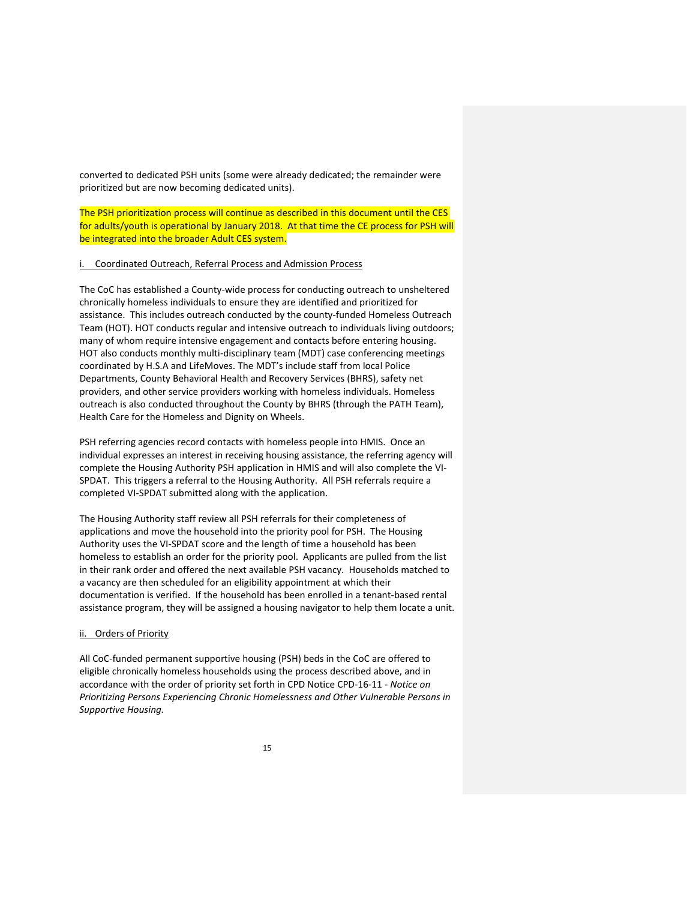converted to dedicated PSH units (some were already dedicated; the remainder were prioritized but are now becoming dedicated units).

The PSH prioritization process will continue as described in this document until the CES for adults/youth is operational by January 2018. At that time the CE process for PSH will be integrated into the broader Adult CES system.

### i. Coordinated Outreach, Referral Process and Admission Process

The CoC has established a County-wide process for conducting outreach to unsheltered chronically homeless individuals to ensure they are identified and prioritized for assistance. This includes outreach conducted by the county-funded Homeless Outreach Team (HOT). HOT conducts regular and intensive outreach to individuals living outdoors; many of whom require intensive engagement and contacts before entering housing. HOT also conducts monthly multi-disciplinary team (MDT) case conferencing meetings coordinated by H.S.A and LifeMoves. The MDT's include staff from local Police Departments, County Behavioral Health and Recovery Services (BHRS), safety net providers, and other service providers working with homeless individuals. Homeless outreach is also conducted throughout the County by BHRS (through the PATH Team), Health Care for the Homeless and Dignity on Wheels.

PSH referring agencies record contacts with homeless people into HMIS. Once an individual expresses an interest in receiving housing assistance, the referring agency will complete the Housing Authority PSH application in HMIS and will also complete the VI-SPDAT. This triggers a referral to the Housing Authority. All PSH referrals require a completed VI-SPDAT submitted along with the application.

The Housing Authority staff review all PSH referrals for their completeness of applications and move the household into the priority pool for PSH. The Housing Authority uses the VI-SPDAT score and the length of time a household has been homeless to establish an order for the priority pool. Applicants are pulled from the list in their rank order and offered the next available PSH vacancy. Households matched to a vacancy are then scheduled for an eligibility appointment at which their documentation is verified. If the household has been enrolled in a tenant-based rental assistance program, they will be assigned a housing navigator to help them locate a unit.

### ii. Orders of Priority

All CoC-funded permanent supportive housing (PSH) beds in the CoC are offered to eligible chronically homeless households using the process described above, and in accordance with the order of priority set forth in CPD Notice CPD-16-11 - *Notice on Prioritizing Persons Experiencing Chronic Homelessness and Other Vulnerable Persons in Supportive Housing.*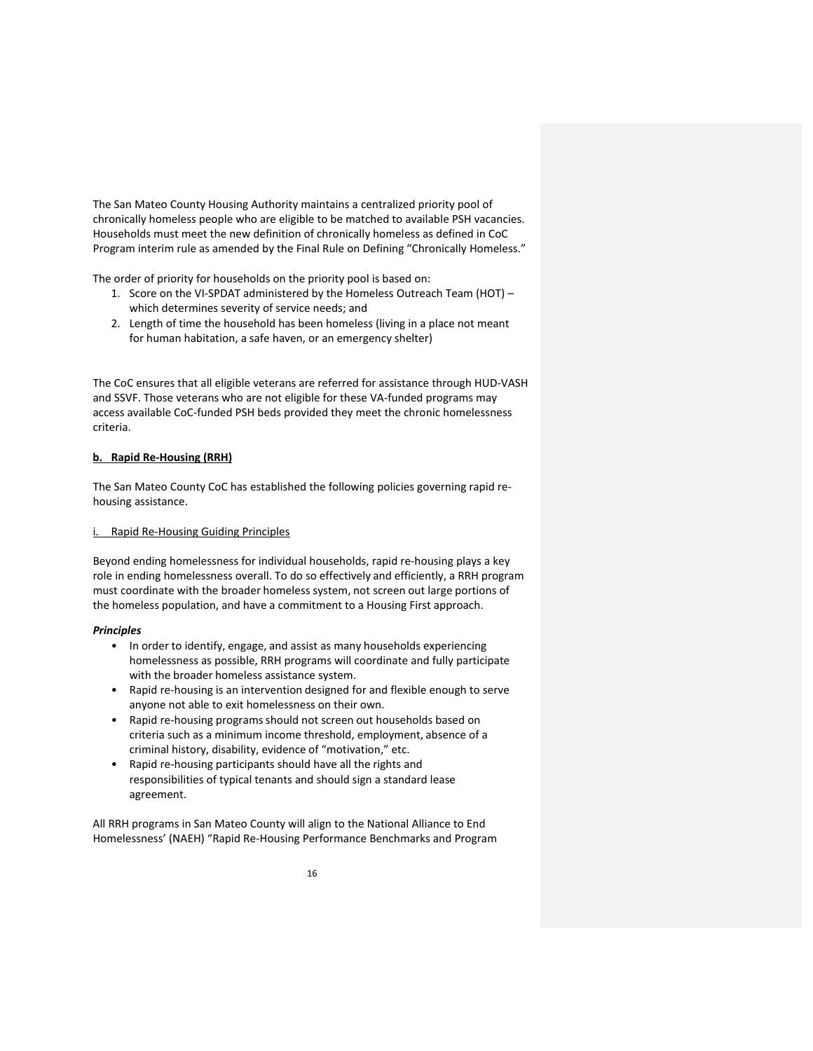The San Mateo County Housing Authority maintains a centralized priority pool of chronically homeless people who are eligible to be matched to available PSH vacancies. Households must meet the new definition of chronically homeless as defined in CoC Program interim rule as amended by the Final Rule on Defining "Chronically Homeless."

The order of priority for households on the priority pool is based on:

1. Score on the VI-SPDAT administered by the Homeless Outreach Team (HOT) – which determines severity of service needs; and
2. Length of time the household has been homeless (living in a place not meant for human habitation, a safe haven, or an emergency shelter)

The CoC ensures that all eligible veterans are referred for assistance through HUD-VASH and SSVF. Those veterans who are not eligible for these VA-funded programs may access available CoC-funded PSH beds provided they meet the chronic homelessness criteria.

**b. Rapid Re-Housing (RRH)**

The San Mateo County CoC has established the following policies governing rapid re-housing assistance.

i. Rapid Re-Housing Guiding Principles

Beyond ending homelessness for individual households, rapid re-housing plays a key role in ending homelessness overall. To do so effectively and efficiently, a RRH program must coordinate with the broader homeless system, not screen out large portions of the homeless population, and have a commitment to a Housing First approach.

***Principles***

- In order to identify, engage, and assist as many households experiencing homelessness as possible, RRH programs will coordinate and fully participate with the broader homeless assistance system.
- Rapid re-housing is an intervention designed for and flexible enough to serve anyone not able to exit homelessness on their own.
- Rapid re-housing programs should not screen out households based on criteria such as a minimum income threshold, employment, absence of a criminal history, disability, evidence of "motivation," etc.
- Rapid re-housing participants should have all the rights and responsibilities of typical tenants and should sign a standard lease agreement.

All RRH programs in San Mateo County will align to the National Alliance to End Homelessness' (NAEH) "Rapid Re-Housing Performance Benchmarks and Program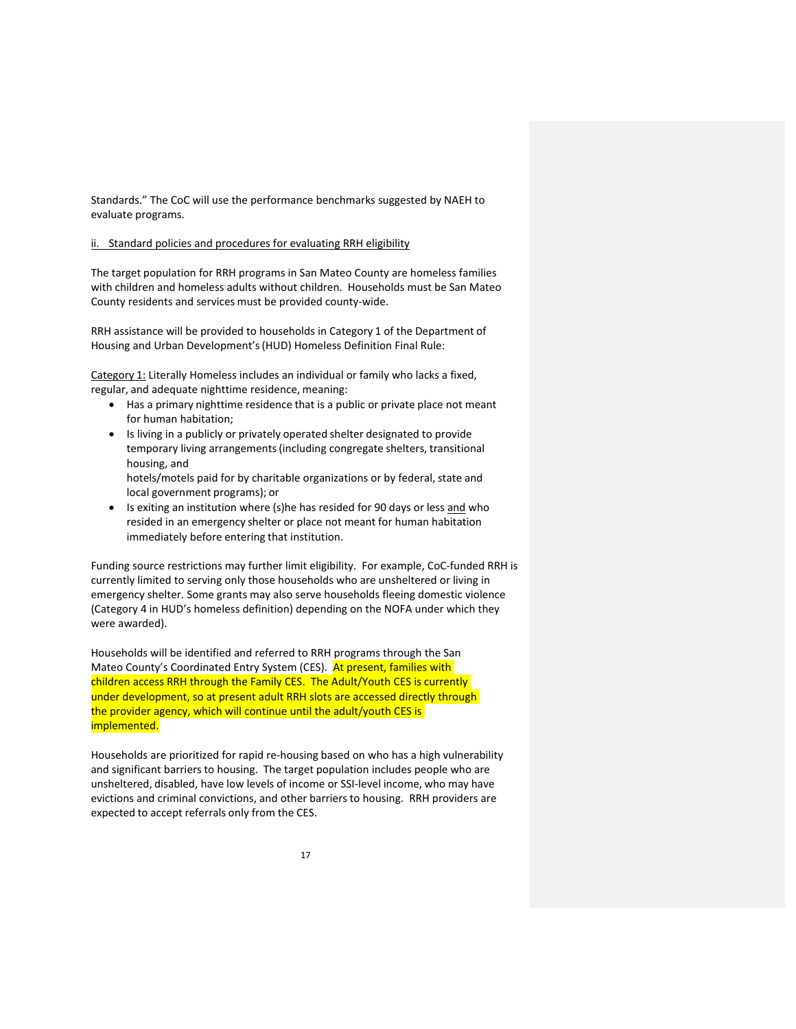Standards." The CoC will use the performance benchmarks suggested by NAEH to evaluate programs.

<u>ii. Standard policies and procedures for evaluating RRH eligibility</u>

The target population for RRH programs in San Mateo County are homeless families with children and homeless adults without children. Households must be San Mateo County residents and services must be provided county-wide.

RRH assistance will be provided to households in Category 1 of the Department of Housing and Urban Development's (HUD) Homeless Definition Final Rule:

<u>Category 1:</u> Literally Homeless includes an individual or family who lacks a fixed, regular, and adequate nighttime residence, meaning:

- Has a primary nighttime residence that is a public or private place not meant for human habitation;
- Is living in a publicly or privately operated shelter designated to provide temporary living arrangements (including congregate shelters, transitional housing, and hotels/motels paid for by charitable organizations or by federal, state and local government programs); or
- Is exiting an institution where (s)he has resided for 90 days or less <u>and</u> who resided in an emergency shelter or place not meant for human habitation immediately before entering that institution.

Funding source restrictions may further limit eligibility. For example, CoC-funded RRH is currently limited to serving only those households who are unsheltered or living in emergency shelter. Some grants may also serve households fleeing domestic violence (Category 4 in HUD's homeless definition) depending on the NOFA under which they were awarded).

Households will be identified and referred to RRH programs through the San Mateo County's Coordinated Entry System (CES). At present, families with children access RRH through the Family CES. The Adult/Youth CES is currently under development, so at present adult RRH slots are accessed directly through the provider agency, which will continue until the adult/youth CES is implemented.

Households are prioritized for rapid re-housing based on who has a high vulnerability and significant barriers to housing. The target population includes people who are unsheltered, disabled, have low levels of income or SSI-level income, who may have evictions and criminal convictions, and other barriers to housing. RRH providers are expected to accept referrals only from the CES.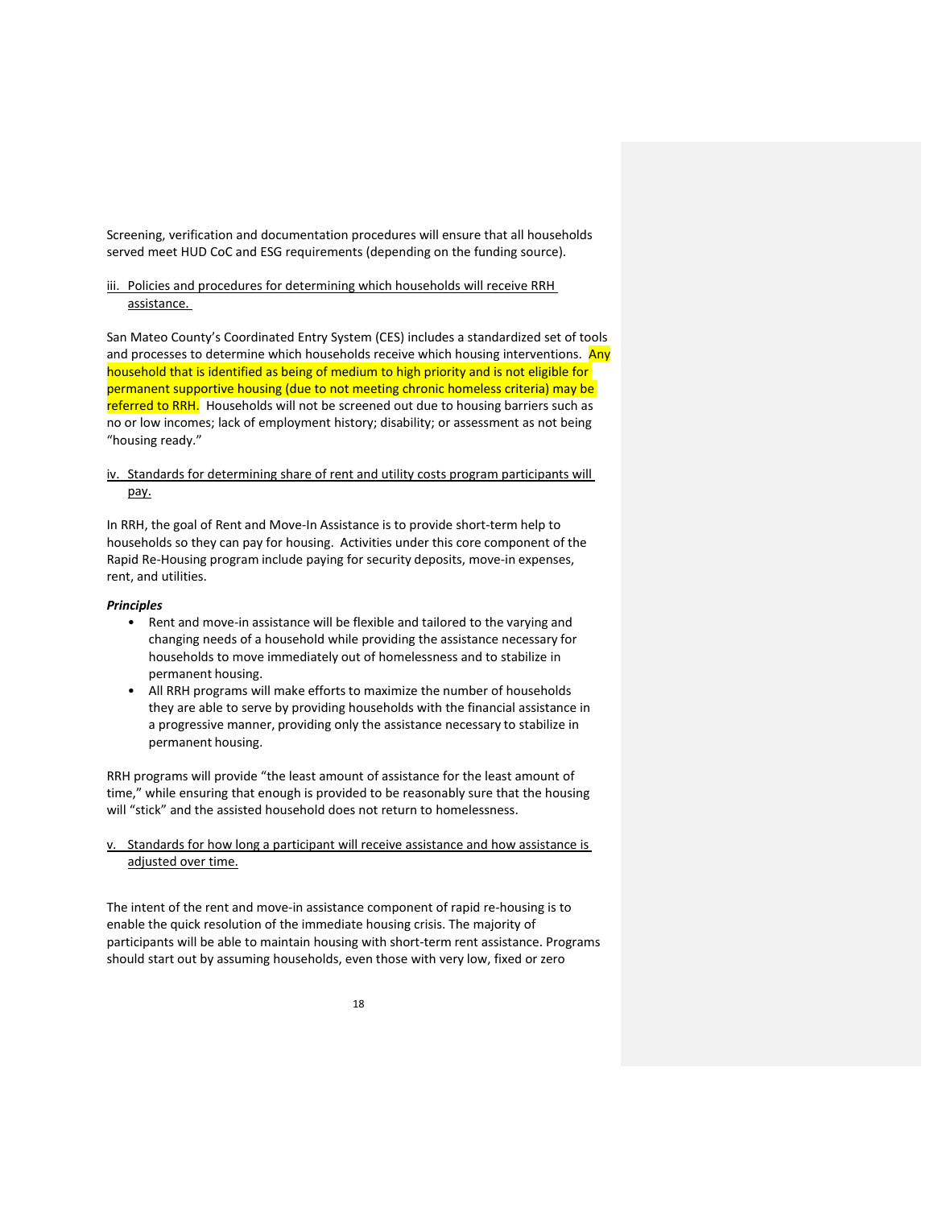Screening, verification and documentation procedures will ensure that all households served meet HUD CoC and ESG requirements (depending on the funding source).

iii. <u>Policies and procedures for determining which households will receive RRH assistance.</u>

San Mateo County's Coordinated Entry System (CES) includes a standardized set of tools and processes to determine which households receive which housing interventions. Any household that is identified as being of medium to high priority and is not eligible for permanent supportive housing (due to not meeting chronic homeless criteria) may be referred to RRH. Households will not be screened out due to housing barriers such as no or low incomes; lack of employment history; disability; or assessment as not being "housing ready."

iv. <u>Standards for determining share of rent and utility costs program participants will pay.</u>

In RRH, the goal of Rent and Move-In Assistance is to provide short-term help to households so they can pay for housing. Activities under this core component of the Rapid Re-Housing program include paying for security deposits, move-in expenses, rent, and utilities.

***Principles***

- Rent and move-in assistance will be flexible and tailored to the varying and changing needs of a household while providing the assistance necessary for households to move immediately out of homelessness and to stabilize in permanent housing.
- All RRH programs will make efforts to maximize the number of households they are able to serve by providing households with the financial assistance in a progressive manner, providing only the assistance necessary to stabilize in permanent housing.

RRH programs will provide "the least amount of assistance for the least amount of time," while ensuring that enough is provided to be reasonably sure that the housing will "stick" and the assisted household does not return to homelessness.

v. <u>Standards for how long a participant will receive assistance and how assistance is adjusted over time.</u>

The intent of the rent and move-in assistance component of rapid re-housing is to enable the quick resolution of the immediate housing crisis. The majority of participants will be able to maintain housing with short-term rent assistance. Programs should start out by assuming households, even those with very low, fixed or zero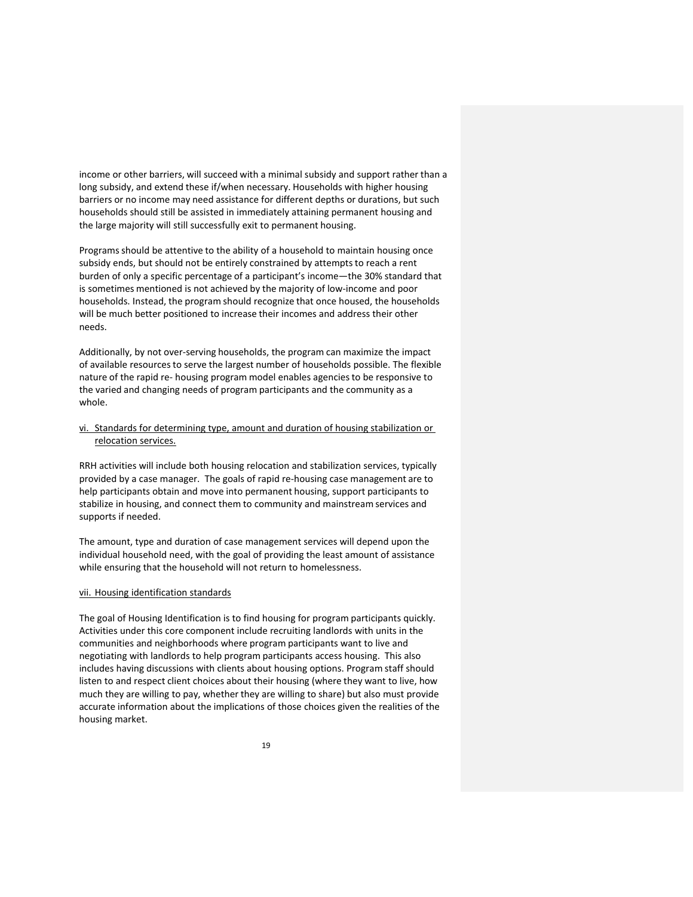income or other barriers, will succeed with a minimal subsidy and support rather than a long subsidy, and extend these if/when necessary. Households with higher housing barriers or no income may need assistance for different depths or durations, but such households should still be assisted in immediately attaining permanent housing and the large majority will still successfully exit to permanent housing.

Programs should be attentive to the ability of a household to maintain housing once subsidy ends, but should not be entirely constrained by attempts to reach a rent burden of only a specific percentage of a participant's income—the 30% standard that is sometimes mentioned is not achieved by the majority of low-income and poor households. Instead, the program should recognize that once housed, the households will be much better positioned to increase their incomes and address their other needs.

Additionally, by not over-serving households, the program can maximize the impact of available resources to serve the largest number of households possible. The flexible nature of the rapid re- housing program model enables agencies to be responsive to the varied and changing needs of program participants and the community as a whole.

vi. Standards for determining type, amount and duration of housing stabilization or relocation services.

RRH activities will include both housing relocation and stabilization services, typically provided by a case manager. The goals of rapid re-housing case management are to help participants obtain and move into permanent housing, support participants to stabilize in housing, and connect them to community and mainstream services and supports if needed.

The amount, type and duration of case management services will depend upon the individual household need, with the goal of providing the least amount of assistance while ensuring that the household will not return to homelessness.

vii. Housing identification standards

The goal of Housing Identification is to find housing for program participants quickly. Activities under this core component include recruiting landlords with units in the communities and neighborhoods where program participants want to live and negotiating with landlords to help program participants access housing. This also includes having discussions with clients about housing options. Program staff should listen to and respect client choices about their housing (where they want to live, how much they are willing to pay, whether they are willing to share) but also must provide accurate information about the implications of those choices given the realities of the housing market.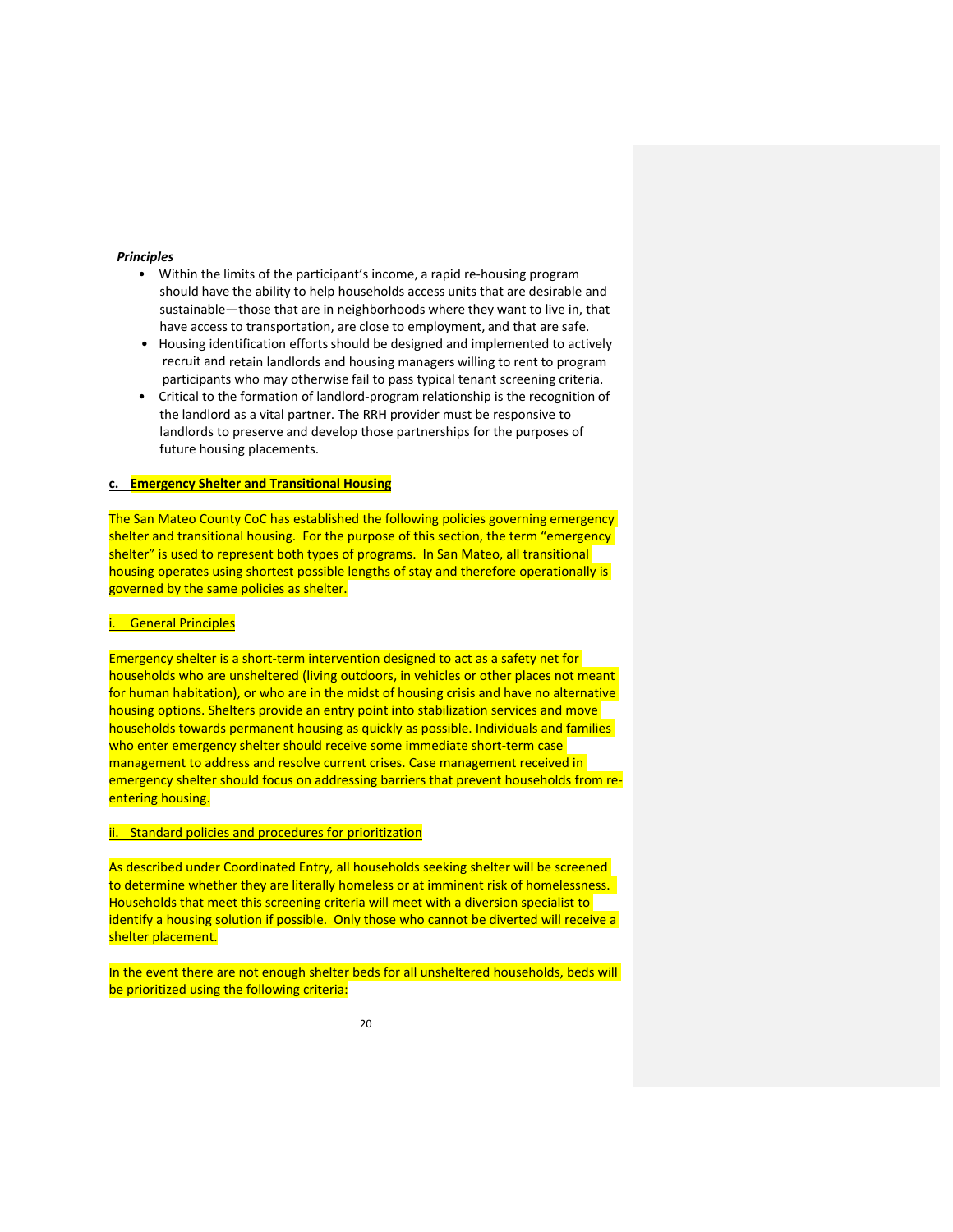***Principles***

- Within the limits of the participant's income, a rapid re-housing program should have the ability to help households access units that are desirable and sustainable—those that are in neighborhoods where they want to live in, that have access to transportation, are close to employment, and that are safe.
- Housing identification efforts should be designed and implemented to actively recruit and retain landlords and housing managers willing to rent to program participants who may otherwise fail to pass typical tenant screening criteria.
- Critical to the formation of landlord-program relationship is the recognition of the landlord as a vital partner. The RRH provider must be responsive to landlords to preserve and develop those partnerships for the purposes of future housing placements.

### c. Emergency Shelter and Transitional Housing

The San Mateo County CoC has established the following policies governing emergency shelter and transitional housing. For the purpose of this section, the term "emergency shelter" is used to represent both types of programs. In San Mateo, all transitional housing operates using shortest possible lengths of stay and therefore operationally is governed by the same policies as shelter.

#### i. General Principles

Emergency shelter is a short-term intervention designed to act as a safety net for households who are unsheltered (living outdoors, in vehicles or other places not meant for human habitation), or who are in the midst of housing crisis and have no alternative housing options. Shelters provide an entry point into stabilization services and move households towards permanent housing as quickly as possible. Individuals and families who enter emergency shelter should receive some immediate short-term case management to address and resolve current crises. Case management received in emergency shelter should focus on addressing barriers that prevent households from re-entering housing.

#### ii. Standard policies and procedures for prioritization

As described under Coordinated Entry, all households seeking shelter will be screened to determine whether they are literally homeless or at imminent risk of homelessness. Households that meet this screening criteria will meet with a diversion specialist to identify a housing solution if possible. Only those who cannot be diverted will receive a shelter placement.

In the event there are not enough shelter beds for all unsheltered households, beds will be prioritized using the following criteria: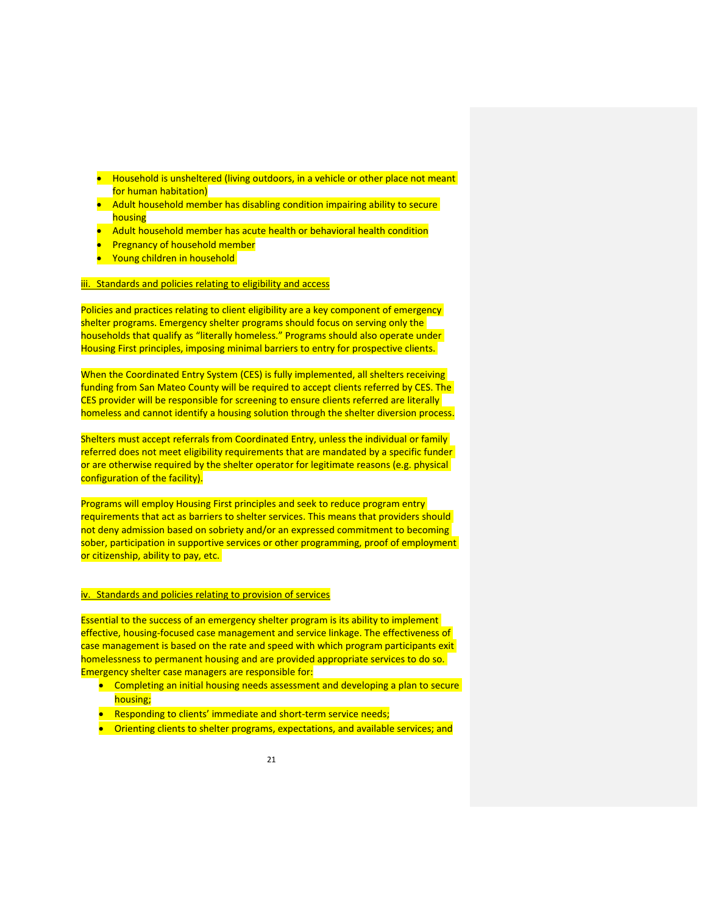- Household is unsheltered (living outdoors, in a vehicle or other place not meant for human habitation)
- Adult household member has disabling condition impairing ability to secure housing
- Adult household member has acute health or behavioral health condition
- Pregnancy of household member
- Young children in household

iii. Standards and policies relating to eligibility and access

Policies and practices relating to client eligibility are a key component of emergency shelter programs. Emergency shelter programs should focus on serving only the households that qualify as "literally homeless." Programs should also operate under Housing First principles, imposing minimal barriers to entry for prospective clients.

When the Coordinated Entry System (CES) is fully implemented, all shelters receiving funding from San Mateo County will be required to accept clients referred by CES. The CES provider will be responsible for screening to ensure clients referred are literally homeless and cannot identify a housing solution through the shelter diversion process.

Shelters must accept referrals from Coordinated Entry, unless the individual or family referred does not meet eligibility requirements that are mandated by a specific funder or are otherwise required by the shelter operator for legitimate reasons (e.g. physical configuration of the facility).

Programs will employ Housing First principles and seek to reduce program entry requirements that act as barriers to shelter services. This means that providers should not deny admission based on sobriety and/or an expressed commitment to becoming sober, participation in supportive services or other programming, proof of employment or citizenship, ability to pay, etc.

iv. Standards and policies relating to provision of services

Essential to the success of an emergency shelter program is its ability to implement effective, housing-focused case management and service linkage. The effectiveness of case management is based on the rate and speed with which program participants exit homelessness to permanent housing and are provided appropriate services to do so. Emergency shelter case managers are responsible for:

- Completing an initial housing needs assessment and developing a plan to secure housing;
- Responding to clients' immediate and short-term service needs;
- Orienting clients to shelter programs, expectations, and available services; and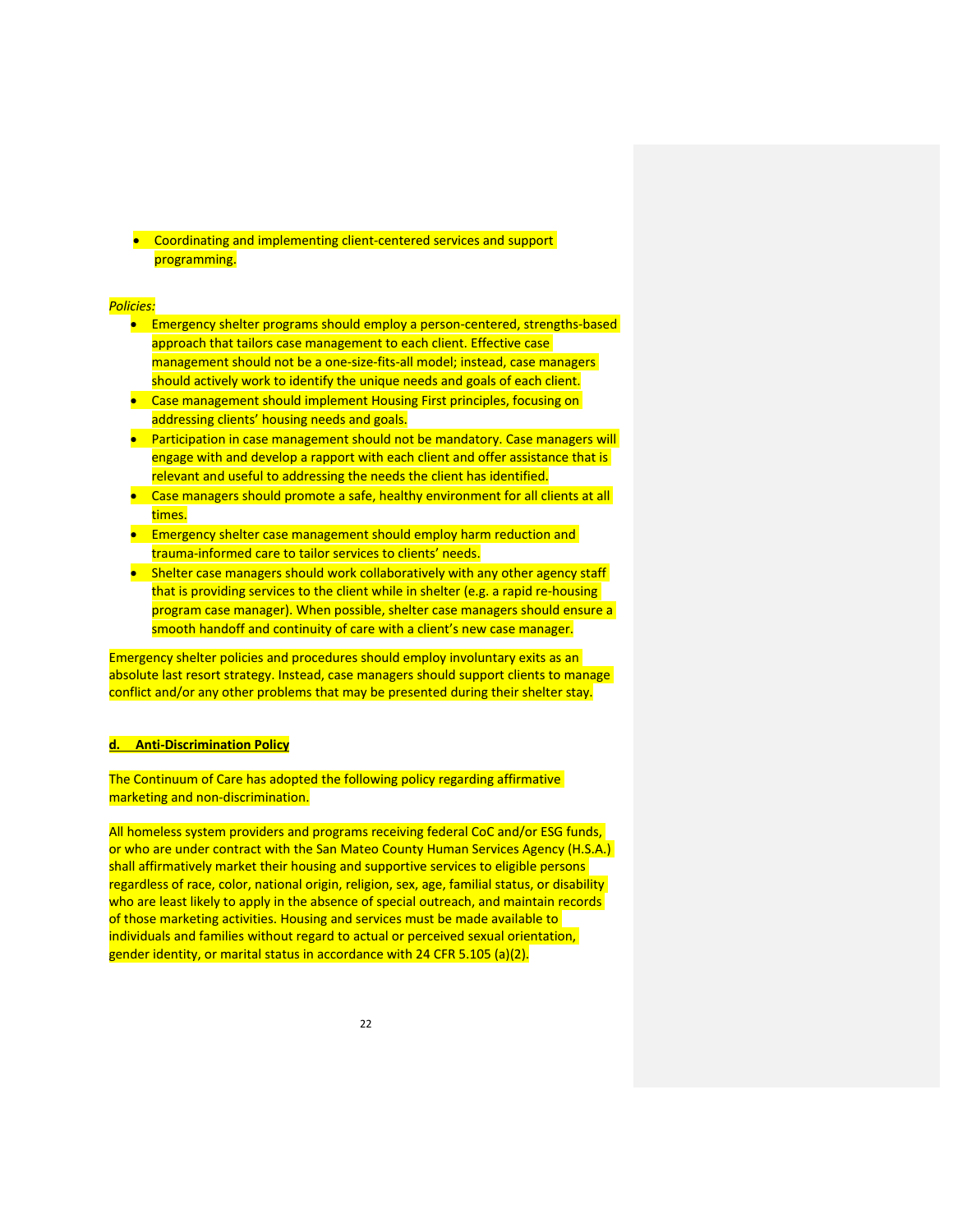- Coordinating and implementing client-centered services and support programming.

*Policies:*

- Emergency shelter programs should employ a person-centered, strengths-based approach that tailors case management to each client. Effective case management should not be a one-size-fits-all model; instead, case managers should actively work to identify the unique needs and goals of each client.
- Case management should implement Housing First principles, focusing on addressing clients' housing needs and goals.
- Participation in case management should not be mandatory. Case managers will engage with and develop a rapport with each client and offer assistance that is relevant and useful to addressing the needs the client has identified.
- Case managers should promote a safe, healthy environment for all clients at all times.
- Emergency shelter case management should employ harm reduction and trauma-informed care to tailor services to clients' needs.
- Shelter case managers should work collaboratively with any other agency staff that is providing services to the client while in shelter (e.g. a rapid re-housing program case manager). When possible, shelter case managers should ensure a smooth handoff and continuity of care with a client's new case manager.

Emergency shelter policies and procedures should employ involuntary exits as an absolute last resort strategy. Instead, case managers should support clients to manage conflict and/or any other problems that may be presented during their shelter stay.

### d. Anti-Discrimination Policy

The Continuum of Care has adopted the following policy regarding affirmative marketing and non-discrimination.

All homeless system providers and programs receiving federal CoC and/or ESG funds, or who are under contract with the San Mateo County Human Services Agency (H.S.A.) shall affirmatively market their housing and supportive services to eligible persons regardless of race, color, national origin, religion, sex, age, familial status, or disability who are least likely to apply in the absence of special outreach, and maintain records of those marketing activities. Housing and services must be made available to individuals and families without regard to actual or perceived sexual orientation, gender identity, or marital status in accordance with 24 CFR 5.105 (a)(2).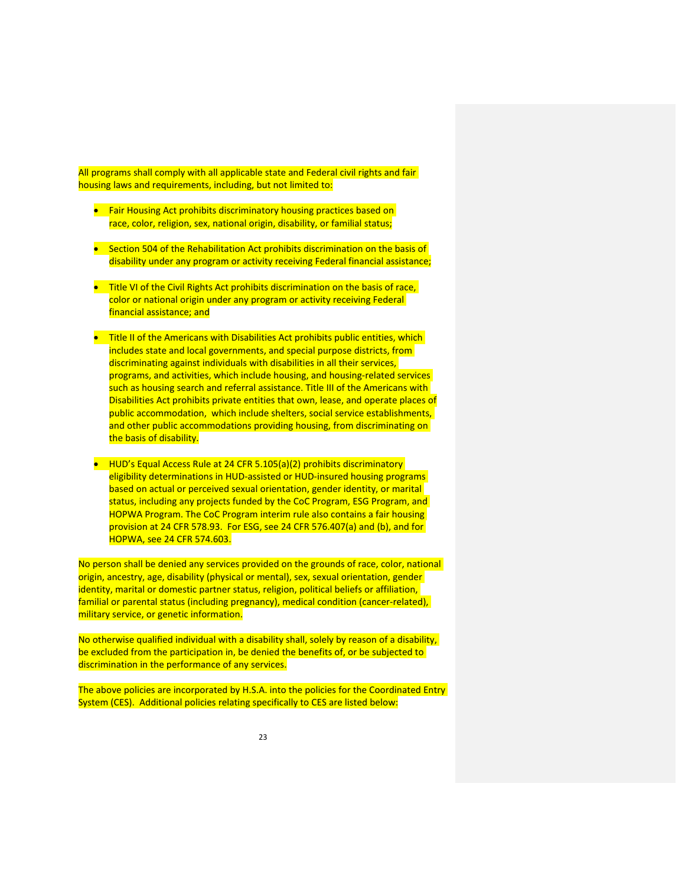All programs shall comply with all applicable state and Federal civil rights and fair housing laws and requirements, including, but not limited to:

- Fair Housing Act prohibits discriminatory housing practices based on race, color, religion, sex, national origin, disability, or familial status;

- Section 504 of the Rehabilitation Act prohibits discrimination on the basis of disability under any program or activity receiving Federal financial assistance;

- Title VI of the Civil Rights Act prohibits discrimination on the basis of race, color or national origin under any program or activity receiving Federal financial assistance; and

- Title II of the Americans with Disabilities Act prohibits public entities, which includes state and local governments, and special purpose districts, from discriminating against individuals with disabilities in all their services, programs, and activities, which include housing, and housing-related services such as housing search and referral assistance. Title III of the Americans with Disabilities Act prohibits private entities that own, lease, and operate places of public accommodation, which include shelters, social service establishments, and other public accommodations providing housing, from discriminating on the basis of disability.

- HUD's Equal Access Rule at 24 CFR 5.105(a)(2) prohibits discriminatory eligibility determinations in HUD-assisted or HUD-insured housing programs based on actual or perceived sexual orientation, gender identity, or marital status, including any projects funded by the CoC Program, ESG Program, and HOPWA Program. The CoC Program interim rule also contains a fair housing provision at 24 CFR 578.93. For ESG, see 24 CFR 576.407(a) and (b), and for HOPWA, see 24 CFR 574.603.

No person shall be denied any services provided on the grounds of race, color, national origin, ancestry, age, disability (physical or mental), sex, sexual orientation, gender identity, marital or domestic partner status, religion, political beliefs or affiliation, familial or parental status (including pregnancy), medical condition (cancer-related), military service, or genetic information.

No otherwise qualified individual with a disability shall, solely by reason of a disability, be excluded from the participation in, be denied the benefits of, or be subjected to discrimination in the performance of any services.

The above policies are incorporated by H.S.A. into the policies for the Coordinated Entry System (CES). Additional policies relating specifically to CES are listed below: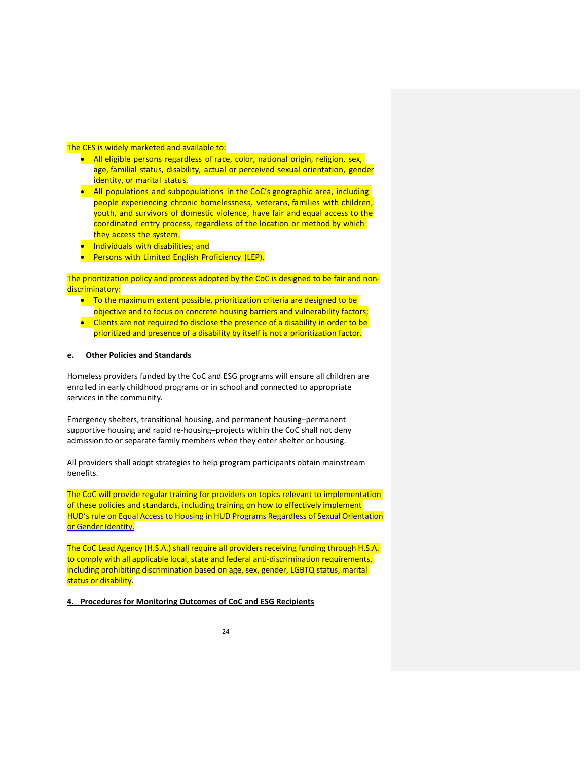The CES is widely marketed and available to:

- All eligible persons regardless of race, color, national origin, religion, sex, age, familial status, disability, actual or perceived sexual orientation, gender identity, or marital status.
- All populations and subpopulations in the CoC's geographic area, including people experiencing chronic homelessness, veterans, families with children, youth, and survivors of domestic violence, have fair and equal access to the coordinated entry process, regardless of the location or method by which they access the system.
- Individuals with disabilities; and
- Persons with Limited English Proficiency (LEP).

The prioritization policy and process adopted by the CoC is designed to be fair and non-discriminatory:

- To the maximum extent possible, prioritization criteria are designed to be objective and to focus on concrete housing barriers and vulnerability factors;
- Clients are not required to disclose the presence of a disability in order to be prioritized and presence of a disability by itself is not a prioritization factor.

**e. Other Policies and Standards**

Homeless providers funded by the CoC and ESG programs will ensure all children are enrolled in early childhood programs or in school and connected to appropriate services in the community.

Emergency shelters, transitional housing, and permanent housing–permanent supportive housing and rapid re-housing–projects within the CoC shall not deny admission to or separate family members when they enter shelter or housing.

All providers shall adopt strategies to help program participants obtain mainstream benefits.

The CoC will provide regular training for providers on topics relevant to implementation of these policies and standards, including training on how to effectively implement HUD's rule on Equal Access to Housing in HUD Programs Regardless of Sexual Orientation or Gender Identity.

The CoC Lead Agency (H.S.A.) shall require all providers receiving funding through H.S.A. to comply with all applicable local, state and federal anti-discrimination requirements, including prohibiting discrimination based on age, sex, gender, LGBTQ status, marital status or disability.

## 4. Procedures for Monitoring Outcomes of CoC and ESG Recipients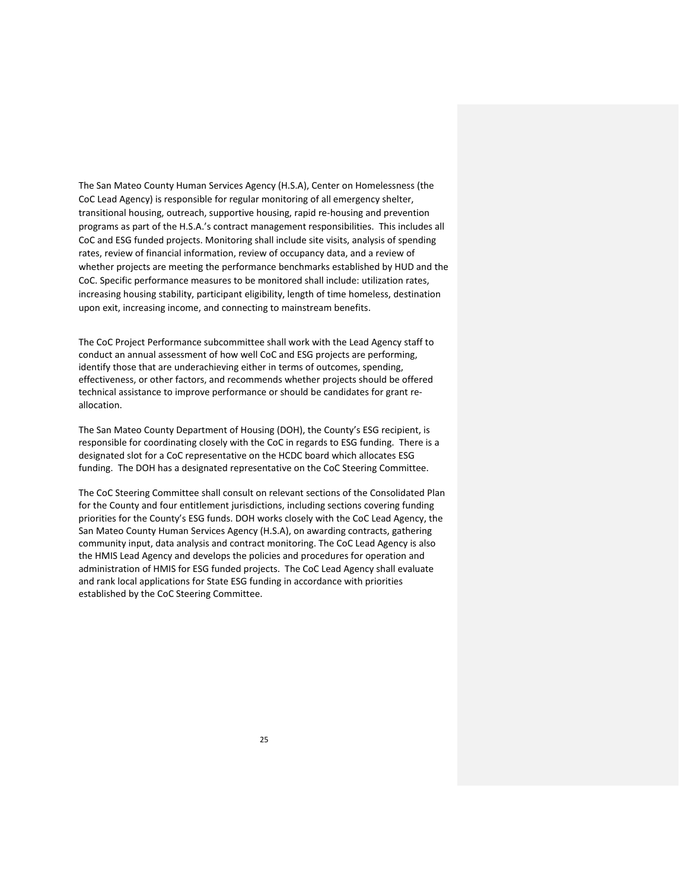The San Mateo County Human Services Agency (H.S.A), Center on Homelessness (the CoC Lead Agency) is responsible for regular monitoring of all emergency shelter, transitional housing, outreach, supportive housing, rapid re-housing and prevention programs as part of the H.S.A.'s contract management responsibilities. This includes all CoC and ESG funded projects. Monitoring shall include site visits, analysis of spending rates, review of financial information, review of occupancy data, and a review of whether projects are meeting the performance benchmarks established by HUD and the CoC. Specific performance measures to be monitored shall include: utilization rates, increasing housing stability, participant eligibility, length of time homeless, destination upon exit, increasing income, and connecting to mainstream benefits.

The CoC Project Performance subcommittee shall work with the Lead Agency staff to conduct an annual assessment of how well CoC and ESG projects are performing, identify those that are underachieving either in terms of outcomes, spending, effectiveness, or other factors, and recommends whether projects should be offered technical assistance to improve performance or should be candidates for grant re-allocation.

The San Mateo County Department of Housing (DOH), the County's ESG recipient, is responsible for coordinating closely with the CoC in regards to ESG funding. There is a designated slot for a CoC representative on the HCDC board which allocates ESG funding. The DOH has a designated representative on the CoC Steering Committee.

The CoC Steering Committee shall consult on relevant sections of the Consolidated Plan for the County and four entitlement jurisdictions, including sections covering funding priorities for the County's ESG funds. DOH works closely with the CoC Lead Agency, the San Mateo County Human Services Agency (H.S.A), on awarding contracts, gathering community input, data analysis and contract monitoring. The CoC Lead Agency is also the HMIS Lead Agency and develops the policies and procedures for operation and administration of HMIS for ESG funded projects. The CoC Lead Agency shall evaluate and rank local applications for State ESG funding in accordance with priorities established by the CoC Steering Committee.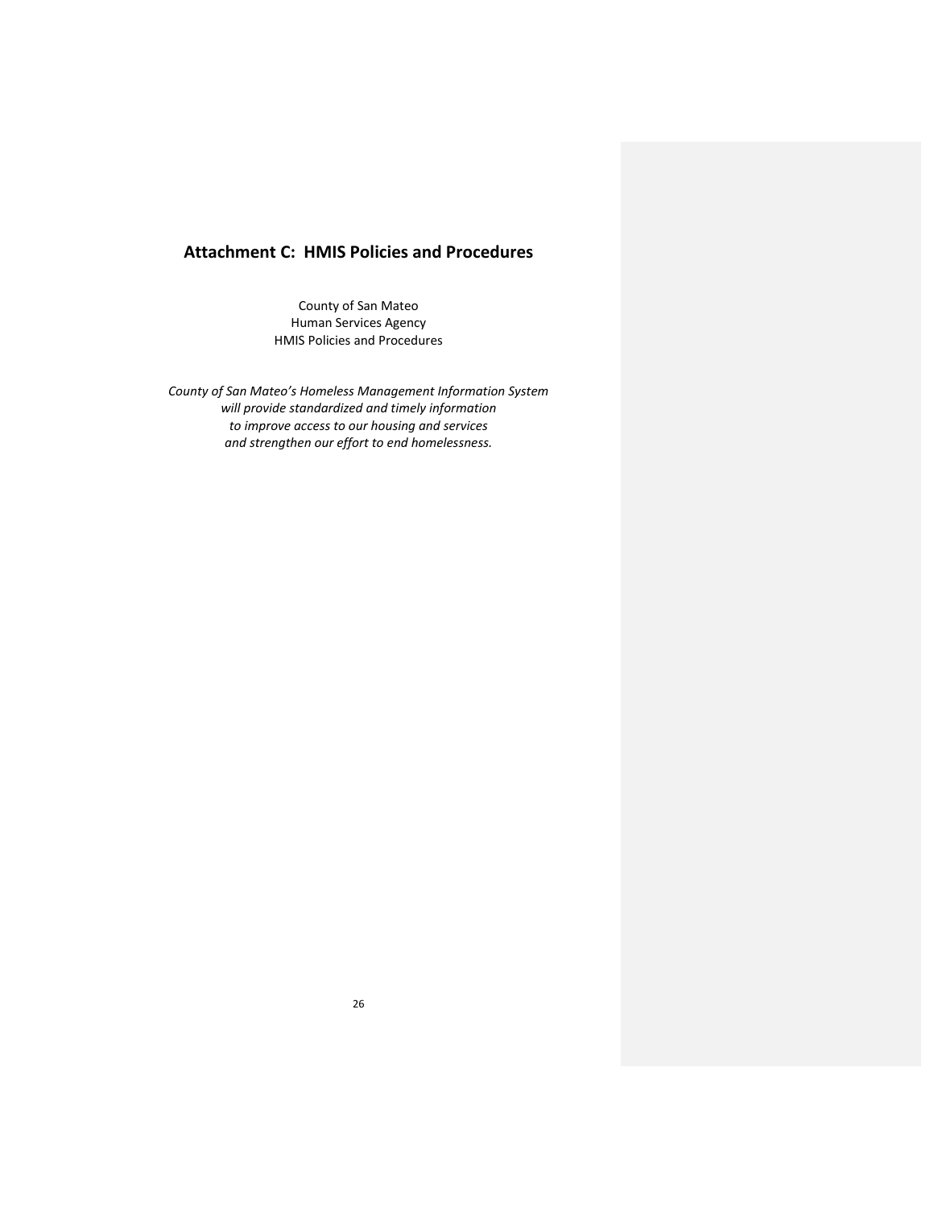## Attachment C: HMIS Policies and Procedures

County of San Mateo
Human Services Agency
HMIS Policies and Procedures

*County of San Mateo's Homeless Management Information System*
*will provide standardized and timely information*
*to improve access to our housing and services*
*and strengthen our effort to end homelessness.*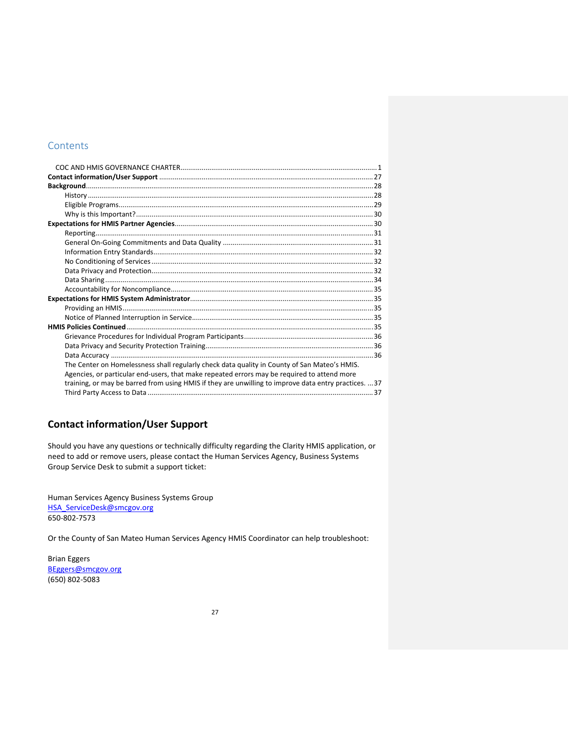## Contents

COC AND HMIS GOVERNANCE CHARTER ........................................................ 1
**Contact information/User Support** ........................................................ 27
**Background** ........................................................ 28
- History ........................................................ 28
- Eligible Programs ........................................................ 29
- Why is this Important? ........................................................ 30

**Expectations for HMIS Partner Agencies** ........................................................ 30
- Reporting ........................................................ 31
- General On-Going Commitments and Data Quality ........................................................ 31
- Information Entry Standards ........................................................ 32
- No Conditioning of Services ........................................................ 32
- Data Privacy and Protection ........................................................ 32
- Data Sharing ........................................................ 34
- Accountability for Noncompliance ........................................................ 35

**Expectations for HMIS System Administrator** ........................................................ 35
- Providing an HMIS ........................................................ 35
- Notice of Planned Interruption in Service ........................................................ 35

**HMIS Policies Continued** ........................................................ 35
- Grievance Procedures for Individual Program Participants ........................................................ 36
- Data Privacy and Security Protection Training ........................................................ 36
- Data Accuracy ........................................................ 36
- The Center on Homelessness shall regularly check data quality in County of San Mateo's HMIS. Agencies, or particular end-users, that make repeated errors may be required to attend more training, or may be barred from using HMIS if they are unwilling to improve data entry practices. ... 37
- Third Party Access to Data ........................................................ 37

## Contact information/User Support

Should you have any questions or technically difficulty regarding the Clarity HMIS application, or need to add or remove users, please contact the Human Services Agency, Business Systems Group Service Desk to submit a support ticket:

Human Services Agency Business Systems Group
HSA_ServiceDesk@smcgov.org
650-802-7573

Or the County of San Mateo Human Services Agency HMIS Coordinator can help troubleshoot:

Brian Eggers
BEggers@smcgov.org
(650) 802-5083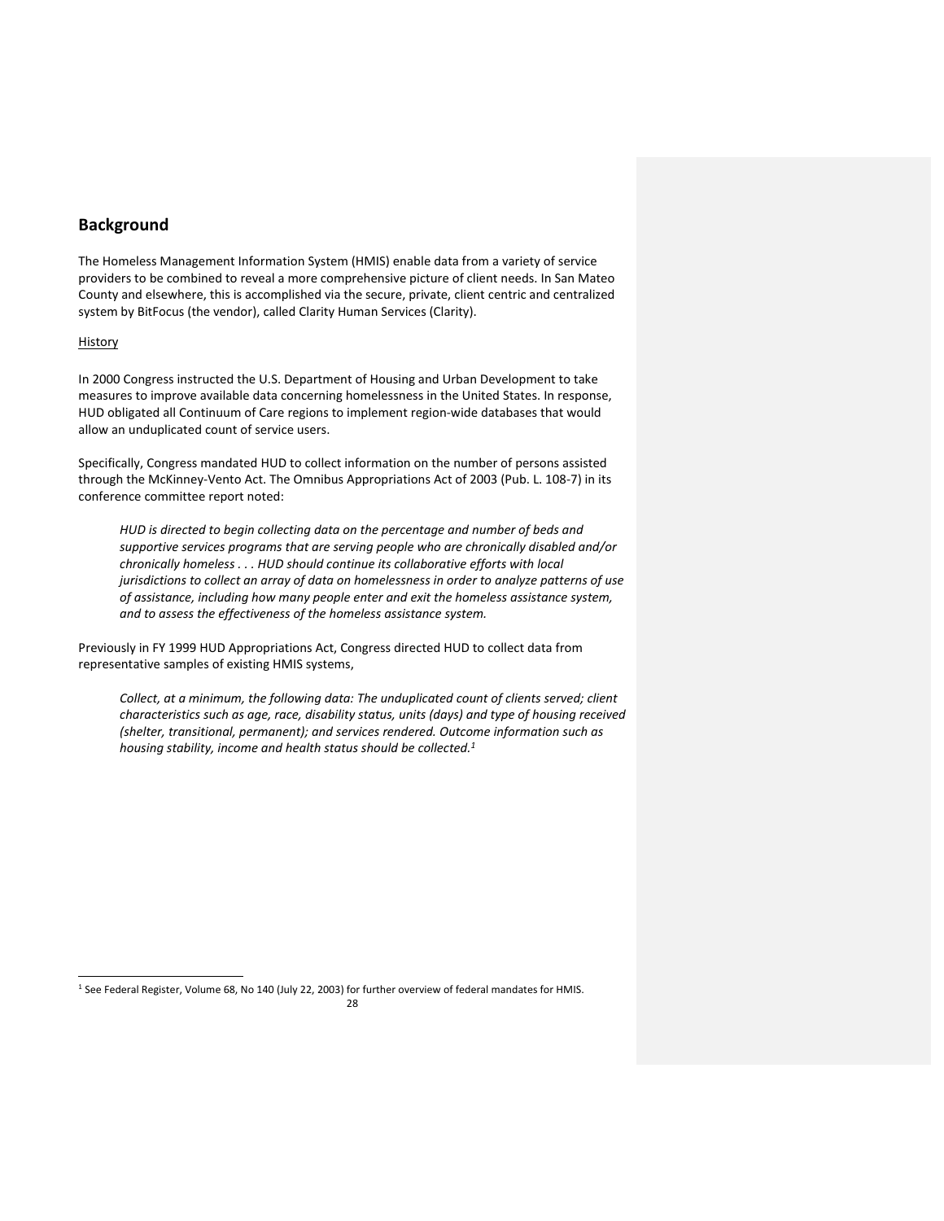## Background

The Homeless Management Information System (HMIS) enable data from a variety of service providers to be combined to reveal a more comprehensive picture of client needs. In San Mateo County and elsewhere, this is accomplished via the secure, private, client centric and centralized system by BitFocus (the vendor), called Clarity Human Services (Clarity).

History

In 2000 Congress instructed the U.S. Department of Housing and Urban Development to take measures to improve available data concerning homelessness in the United States. In response, HUD obligated all Continuum of Care regions to implement region-wide databases that would allow an unduplicated count of service users.

Specifically, Congress mandated HUD to collect information on the number of persons assisted through the McKinney-Vento Act. The Omnibus Appropriations Act of 2003 (Pub. L. 108-7) in its conference committee report noted:

> *HUD is directed to begin collecting data on the percentage and number of beds and supportive services programs that are serving people who are chronically disabled and/or chronically homeless . . . HUD should continue its collaborative efforts with local jurisdictions to collect an array of data on homelessness in order to analyze patterns of use of assistance, including how many people enter and exit the homeless assistance system, and to assess the effectiveness of the homeless assistance system.*

Previously in FY 1999 HUD Appropriations Act, Congress directed HUD to collect data from representative samples of existing HMIS systems,

> *Collect, at a minimum, the following data: The unduplicated count of clients served; client characteristics such as age, race, disability status, units (days) and type of housing received (shelter, transitional, permanent); and services rendered. Outcome information such as housing stability, income and health status should be collected.*[1]

[1] See Federal Register, Volume 68, No 140 (July 22, 2003) for further overview of federal mandates for HMIS.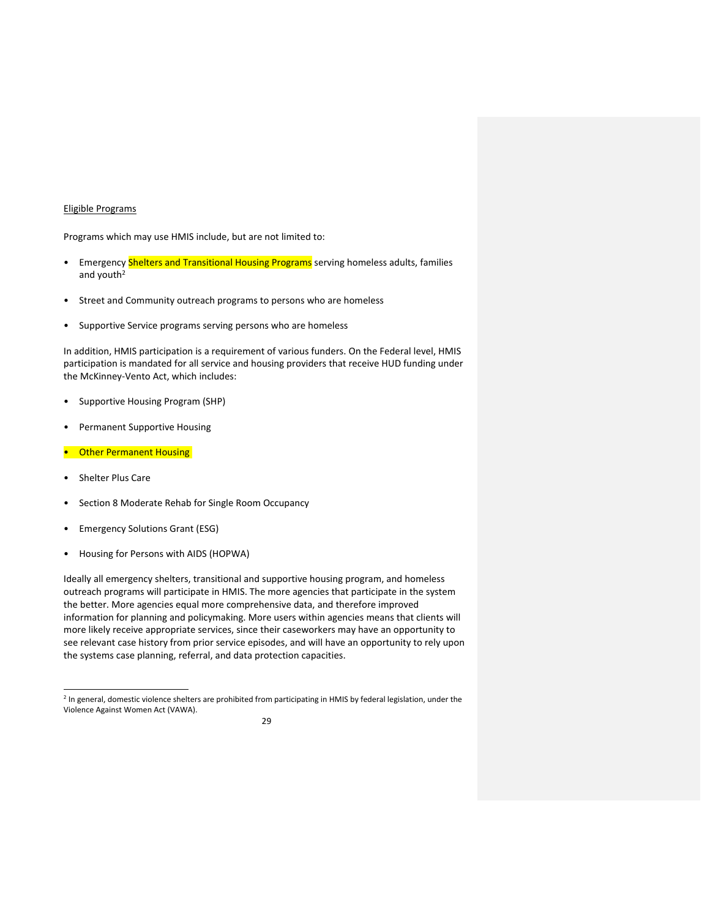Eligible Programs

Programs which may use HMIS include, but are not limited to:

- Emergency Shelters and Transitional Housing Programs serving homeless adults, families and youth[2]
- Street and Community outreach programs to persons who are homeless
- Supportive Service programs serving persons who are homeless

In addition, HMIS participation is a requirement of various funders. On the Federal level, HMIS participation is mandated for all service and housing providers that receive HUD funding under the McKinney-Vento Act, which includes:

- Supportive Housing Program (SHP)
- Permanent Supportive Housing
- Other Permanent Housing
- Shelter Plus Care
- Section 8 Moderate Rehab for Single Room Occupancy
- Emergency Solutions Grant (ESG)
- Housing for Persons with AIDS (HOPWA)

Ideally all emergency shelters, transitional and supportive housing program, and homeless outreach programs will participate in HMIS. The more agencies that participate in the system the better. More agencies equal more comprehensive data, and therefore improved information for planning and policymaking. More users within agencies means that clients will more likely receive appropriate services, since their caseworkers may have an opportunity to see relevant case history from prior service episodes, and will have an opportunity to rely upon the systems case planning, referral, and data protection capacities.

[2] In general, domestic violence shelters are prohibited from participating in HMIS by federal legislation, under the Violence Against Women Act (VAWA).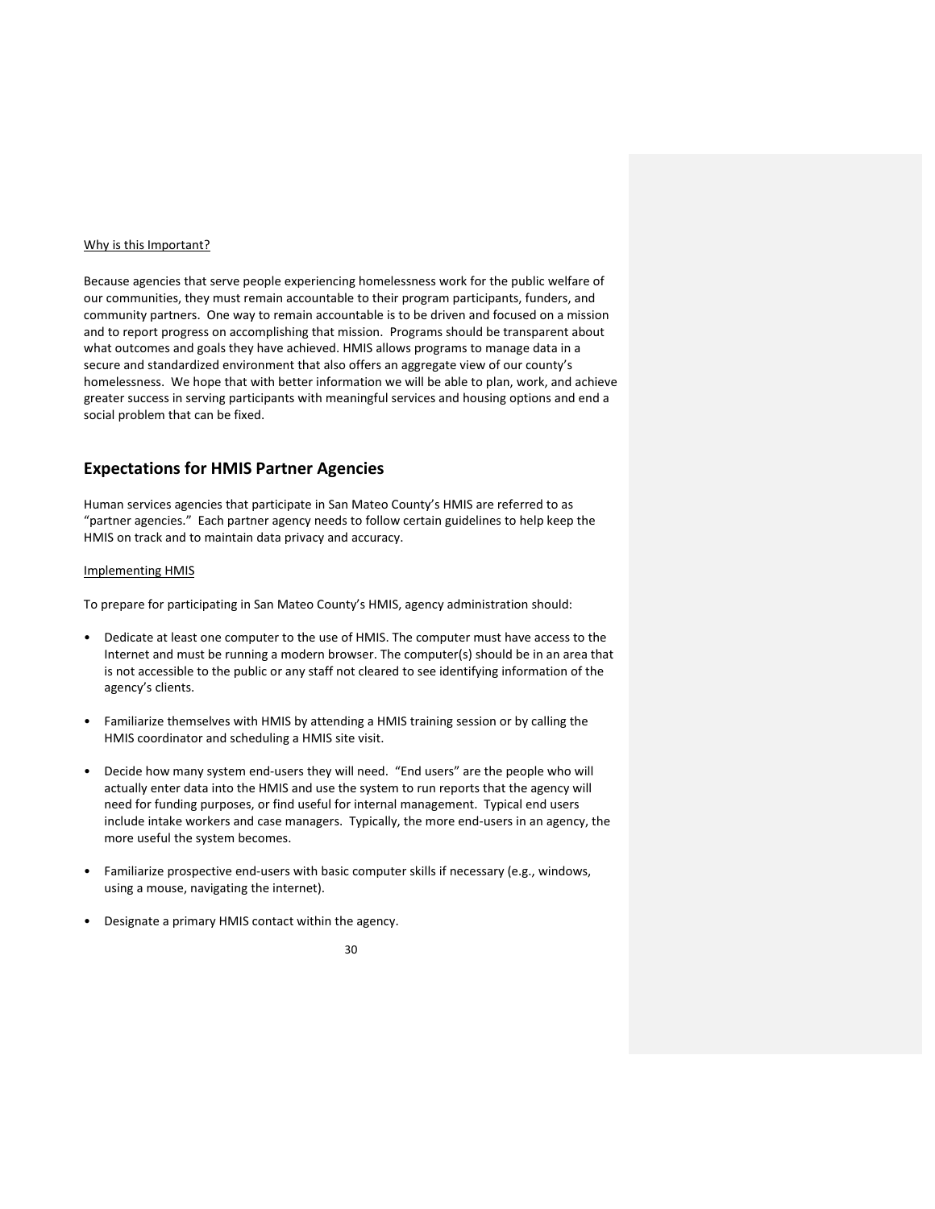Why is this Important?

Because agencies that serve people experiencing homelessness work for the public welfare of our communities, they must remain accountable to their program participants, funders, and community partners. One way to remain accountable is to be driven and focused on a mission and to report progress on accomplishing that mission. Programs should be transparent about what outcomes and goals they have achieved. HMIS allows programs to manage data in a secure and standardized environment that also offers an aggregate view of our county's homelessness. We hope that with better information we will be able to plan, work, and achieve greater success in serving participants with meaningful services and housing options and end a social problem that can be fixed.

## Expectations for HMIS Partner Agencies

Human services agencies that participate in San Mateo County's HMIS are referred to as "partner agencies." Each partner agency needs to follow certain guidelines to help keep the HMIS on track and to maintain data privacy and accuracy.

Implementing HMIS

To prepare for participating in San Mateo County's HMIS, agency administration should:

- Dedicate at least one computer to the use of HMIS. The computer must have access to the Internet and must be running a modern browser. The computer(s) should be in an area that is not accessible to the public or any staff not cleared to see identifying information of the agency's clients.
- Familiarize themselves with HMIS by attending a HMIS training session or by calling the HMIS coordinator and scheduling a HMIS site visit.
- Decide how many system end-users they will need. "End users" are the people who will actually enter data into the HMIS and use the system to run reports that the agency will need for funding purposes, or find useful for internal management. Typical end users include intake workers and case managers. Typically, the more end-users in an agency, the more useful the system becomes.
- Familiarize prospective end-users with basic computer skills if necessary (e.g., windows, using a mouse, navigating the internet).
- Designate a primary HMIS contact within the agency.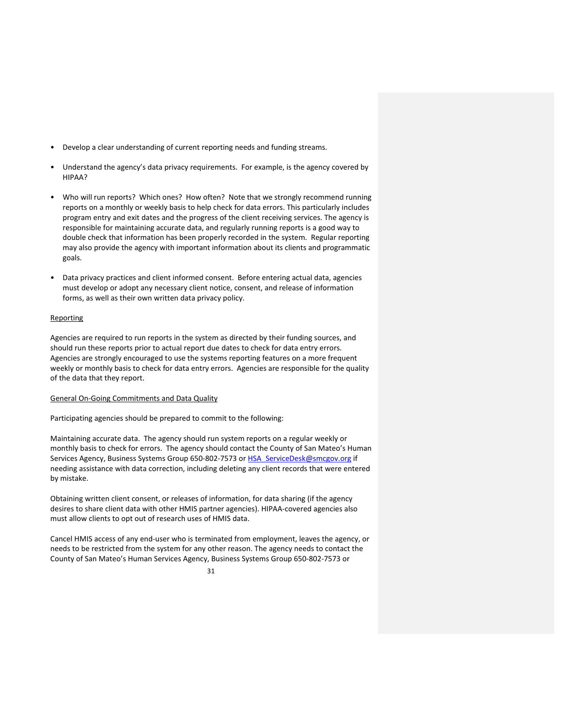- Develop a clear understanding of current reporting needs and funding streams.
- Understand the agency's data privacy requirements. For example, is the agency covered by HIPAA?
- Who will run reports? Which ones? How often? Note that we strongly recommend running reports on a monthly or weekly basis to help check for data errors. This particularly includes program entry and exit dates and the progress of the client receiving services. The agency is responsible for maintaining accurate data, and regularly running reports is a good way to double check that information has been properly recorded in the system. Regular reporting may also provide the agency with important information about its clients and programmatic goals.
- Data privacy practices and client informed consent. Before entering actual data, agencies must develop or adopt any necessary client notice, consent, and release of information forms, as well as their own written data privacy policy.

Reporting

Agencies are required to run reports in the system as directed by their funding sources, and should run these reports prior to actual report due dates to check for data entry errors. Agencies are strongly encouraged to use the systems reporting features on a more frequent weekly or monthly basis to check for data entry errors. Agencies are responsible for the quality of the data that they report.

General On-Going Commitments and Data Quality

Participating agencies should be prepared to commit to the following:

Maintaining accurate data. The agency should run system reports on a regular weekly or monthly basis to check for errors. The agency should contact the County of San Mateo's Human Services Agency, Business Systems Group 650-802-7573 or HSA_ServiceDesk@smcgov.org if needing assistance with data correction, including deleting any client records that were entered by mistake.

Obtaining written client consent, or releases of information, for data sharing (if the agency desires to share client data with other HMIS partner agencies). HIPAA-covered agencies also must allow clients to opt out of research uses of HMIS data.

Cancel HMIS access of any end-user who is terminated from employment, leaves the agency, or needs to be restricted from the system for any other reason. The agency needs to contact the County of San Mateo's Human Services Agency, Business Systems Group 650-802-7573 or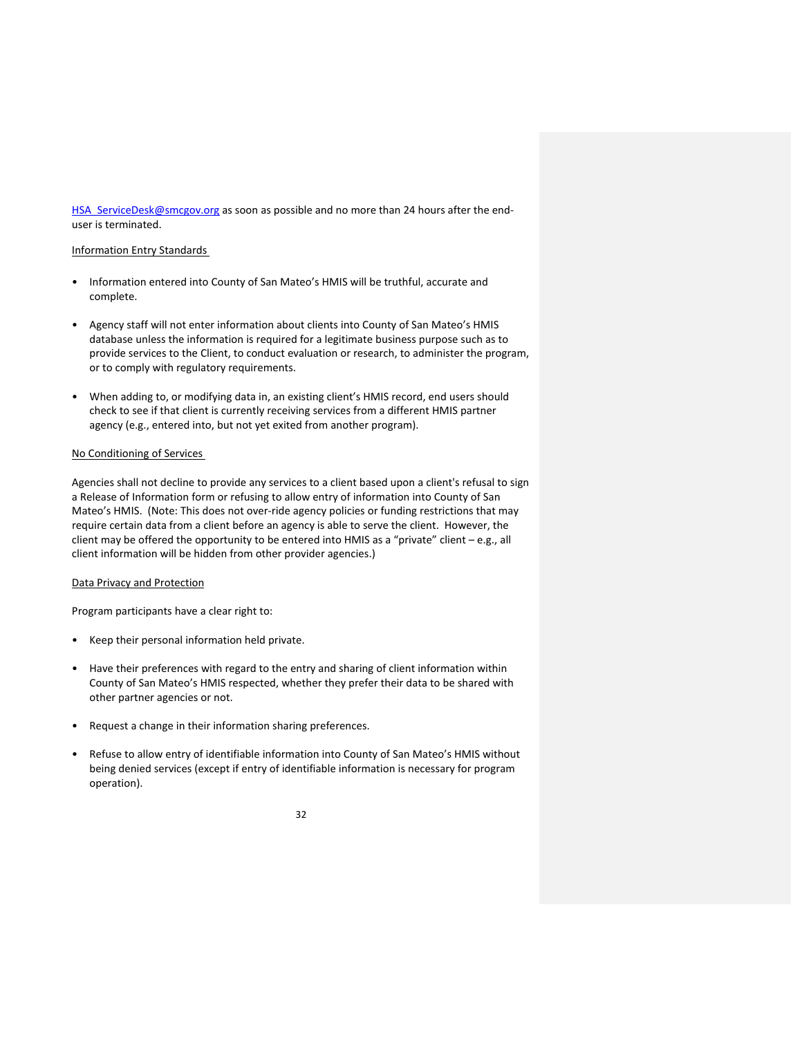HSA_ServiceDesk@smcgov.org as soon as possible and no more than 24 hours after the end-user is terminated.

Information Entry Standards

- Information entered into County of San Mateo's HMIS will be truthful, accurate and complete.
- Agency staff will not enter information about clients into County of San Mateo's HMIS database unless the information is required for a legitimate business purpose such as to provide services to the Client, to conduct evaluation or research, to administer the program, or to comply with regulatory requirements.
- When adding to, or modifying data in, an existing client's HMIS record, end users should check to see if that client is currently receiving services from a different HMIS partner agency (e.g., entered into, but not yet exited from another program).

No Conditioning of Services

Agencies shall not decline to provide any services to a client based upon a client's refusal to sign a Release of Information form or refusing to allow entry of information into County of San Mateo's HMIS. (Note: This does not over-ride agency policies or funding restrictions that may require certain data from a client before an agency is able to serve the client. However, the client may be offered the opportunity to be entered into HMIS as a "private" client – e.g., all client information will be hidden from other provider agencies.)

Data Privacy and Protection

Program participants have a clear right to:

- Keep their personal information held private.
- Have their preferences with regard to the entry and sharing of client information within County of San Mateo's HMIS respected, whether they prefer their data to be shared with other partner agencies or not.
- Request a change in their information sharing preferences.
- Refuse to allow entry of identifiable information into County of San Mateo's HMIS without being denied services (except if entry of identifiable information is necessary for program operation).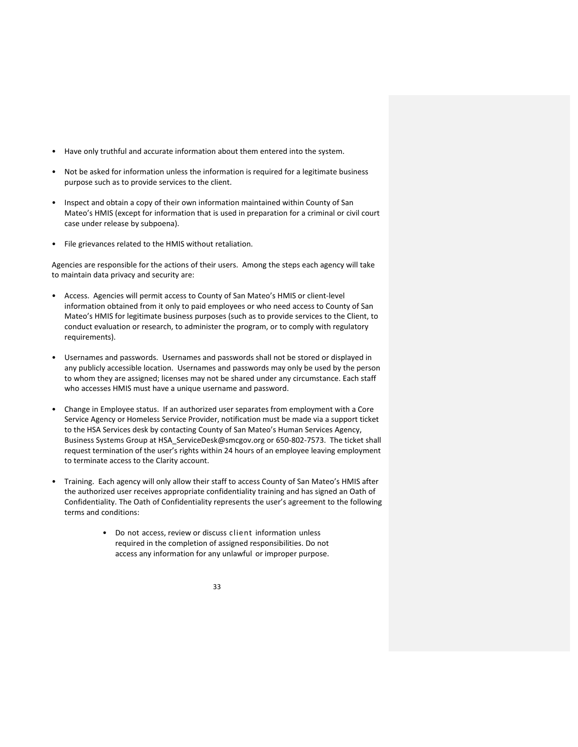- Have only truthful and accurate information about them entered into the system.
- Not be asked for information unless the information is required for a legitimate business purpose such as to provide services to the client.
- Inspect and obtain a copy of their own information maintained within County of San Mateo's HMIS (except for information that is used in preparation for a criminal or civil court case under release by subpoena).
- File grievances related to the HMIS without retaliation.

Agencies are responsible for the actions of their users. Among the steps each agency will take to maintain data privacy and security are:

- Access. Agencies will permit access to County of San Mateo's HMIS or client-level information obtained from it only to paid employees or who need access to County of San Mateo's HMIS for legitimate business purposes (such as to provide services to the Client, to conduct evaluation or research, to administer the program, or to comply with regulatory requirements).
- Usernames and passwords. Usernames and passwords shall not be stored or displayed in any publicly accessible location. Usernames and passwords may only be used by the person to whom they are assigned; licenses may not be shared under any circumstance. Each staff who accesses HMIS must have a unique username and password.
- Change in Employee status. If an authorized user separates from employment with a Core Service Agency or Homeless Service Provider, notification must be made via a support ticket to the HSA Services desk by contacting County of San Mateo's Human Services Agency, Business Systems Group at HSA_ServiceDesk@smcgov.org or 650-802-7573. The ticket shall request termination of the user's rights within 24 hours of an employee leaving employment to terminate access to the Clarity account.
- Training. Each agency will only allow their staff to access County of San Mateo's HMIS after the authorized user receives appropriate confidentiality training and has signed an Oath of Confidentiality. The Oath of Confidentiality represents the user's agreement to the following terms and conditions:
    - Do not access, review or discuss client information unless required in the completion of assigned responsibilities. Do not access any information for any unlawful or improper purpose.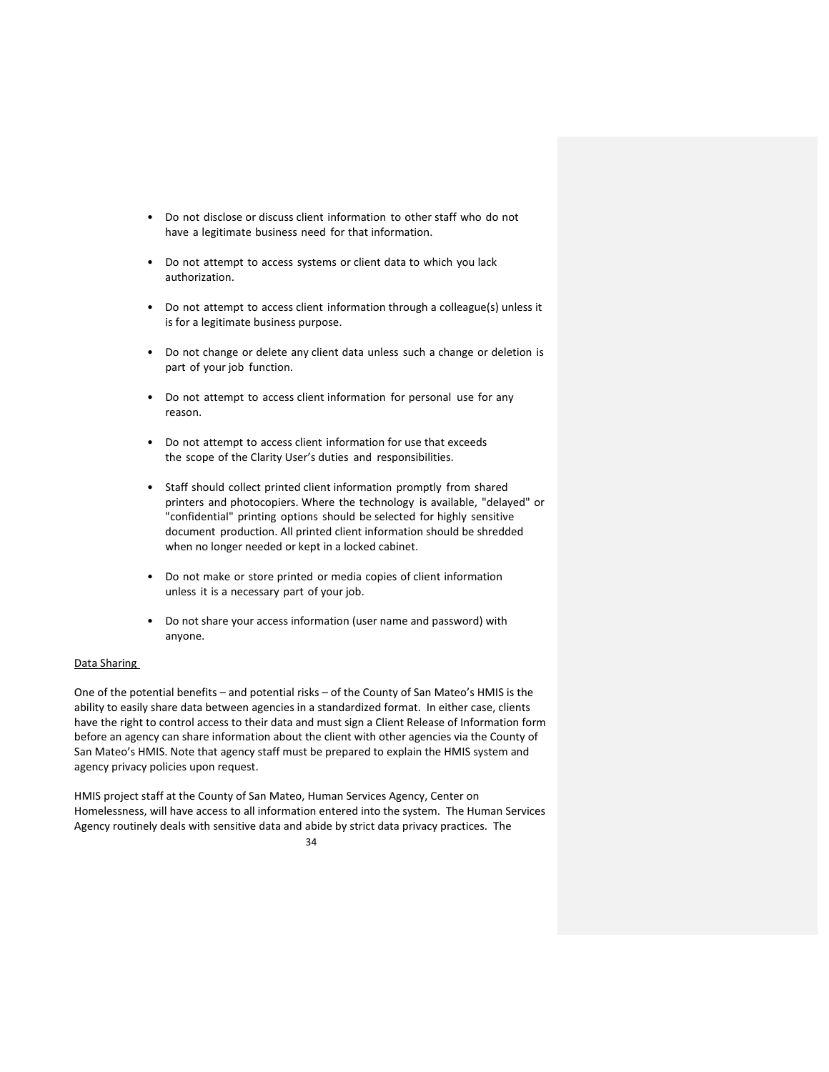- Do not disclose or discuss client information to other staff who do not have a legitimate business need for that information.

- Do not attempt to access systems or client data to which you lack authorization.

- Do not attempt to access client information through a colleague(s) unless it is for a legitimate business purpose.

- Do not change or delete any client data unless such a change or deletion is part of your job function.

- Do not attempt to access client information for personal use for any reason.

- Do not attempt to access client information for use that exceeds the scope of the Clarity User's duties and responsibilities.

- Staff should collect printed client information promptly from shared printers and photocopiers. Where the technology is available, "delayed" or "confidential" printing options should be selected for highly sensitive document production. All printed client information should be shredded when no longer needed or kept in a locked cabinet.

- Do not make or store printed or media copies of client information unless it is a necessary part of your job.

- Do not share your access information (user name and password) with anyone.

Data Sharing

One of the potential benefits – and potential risks – of the County of San Mateo's HMIS is the ability to easily share data between agencies in a standardized format. In either case, clients have the right to control access to their data and must sign a Client Release of Information form before an agency can share information about the client with other agencies via the County of San Mateo's HMIS. Note that agency staff must be prepared to explain the HMIS system and agency privacy policies upon request.

HMIS project staff at the County of San Mateo, Human Services Agency, Center on Homelessness, will have access to all information entered into the system. The Human Services Agency routinely deals with sensitive data and abide by strict data privacy practices. The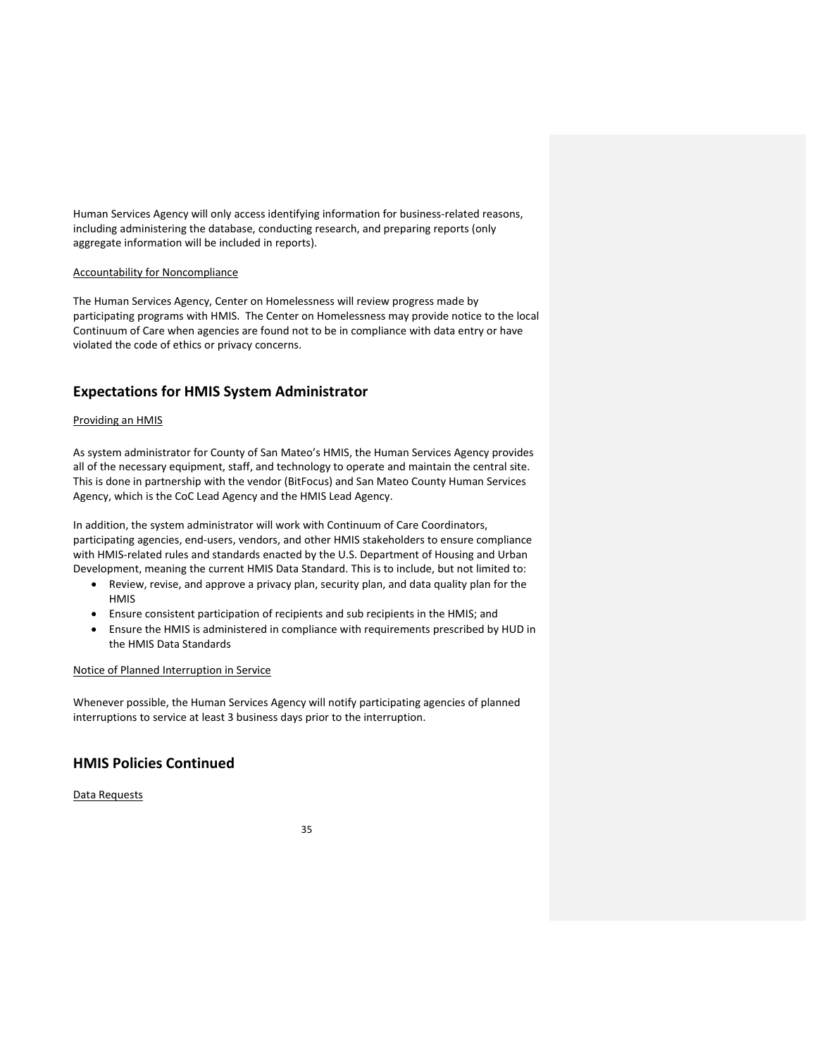Human Services Agency will only access identifying information for business-related reasons, including administering the database, conducting research, and preparing reports (only aggregate information will be included in reports).

Accountability for Noncompliance

The Human Services Agency, Center on Homelessness will review progress made by participating programs with HMIS. The Center on Homelessness may provide notice to the local Continuum of Care when agencies are found not to be in compliance with data entry or have violated the code of ethics or privacy concerns.

## Expectations for HMIS System Administrator

Providing an HMIS

As system administrator for County of San Mateo's HMIS, the Human Services Agency provides all of the necessary equipment, staff, and technology to operate and maintain the central site. This is done in partnership with the vendor (BitFocus) and San Mateo County Human Services Agency, which is the CoC Lead Agency and the HMIS Lead Agency.

In addition, the system administrator will work with Continuum of Care Coordinators, participating agencies, end-users, vendors, and other HMIS stakeholders to ensure compliance with HMIS-related rules and standards enacted by the U.S. Department of Housing and Urban Development, meaning the current HMIS Data Standard. This is to include, but not limited to:

- Review, revise, and approve a privacy plan, security plan, and data quality plan for the HMIS
- Ensure consistent participation of recipients and sub recipients in the HMIS; and
- Ensure the HMIS is administered in compliance with requirements prescribed by HUD in the HMIS Data Standards

Notice of Planned Interruption in Service

Whenever possible, the Human Services Agency will notify participating agencies of planned interruptions to service at least 3 business days prior to the interruption.

## HMIS Policies Continued

Data Requests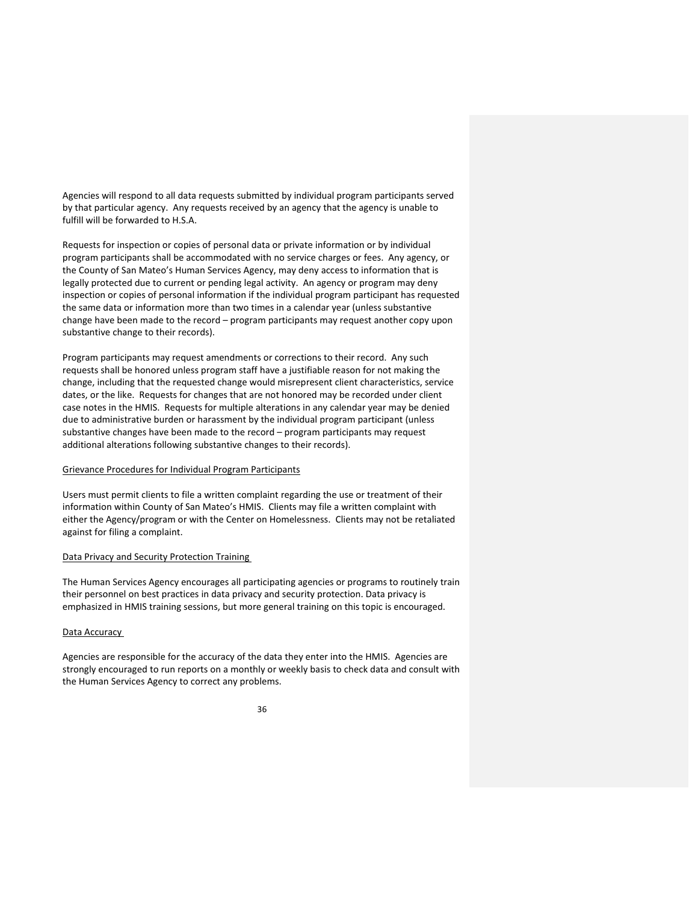Agencies will respond to all data requests submitted by individual program participants served by that particular agency. Any requests received by an agency that the agency is unable to fulfill will be forwarded to H.S.A.

Requests for inspection or copies of personal data or private information or by individual program participants shall be accommodated with no service charges or fees. Any agency, or the County of San Mateo's Human Services Agency, may deny access to information that is legally protected due to current or pending legal activity. An agency or program may deny inspection or copies of personal information if the individual program participant has requested the same data or information more than two times in a calendar year (unless substantive change have been made to the record – program participants may request another copy upon substantive change to their records).

Program participants may request amendments or corrections to their record. Any such requests shall be honored unless program staff have a justifiable reason for not making the change, including that the requested change would misrepresent client characteristics, service dates, or the like. Requests for changes that are not honored may be recorded under client case notes in the HMIS. Requests for multiple alterations in any calendar year may be denied due to administrative burden or harassment by the individual program participant (unless substantive changes have been made to the record – program participants may request additional alterations following substantive changes to their records).

<u>Grievance Procedures for Individual Program Participants</u>

Users must permit clients to file a written complaint regarding the use or treatment of their information within County of San Mateo's HMIS. Clients may file a written complaint with either the Agency/program or with the Center on Homelessness. Clients may not be retaliated against for filing a complaint.

<u>Data Privacy and Security Protection Training</u>

The Human Services Agency encourages all participating agencies or programs to routinely train their personnel on best practices in data privacy and security protection. Data privacy is emphasized in HMIS training sessions, but more general training on this topic is encouraged.

<u>Data Accuracy</u>

Agencies are responsible for the accuracy of the data they enter into the HMIS. Agencies are strongly encouraged to run reports on a monthly or weekly basis to check data and consult with the Human Services Agency to correct any problems.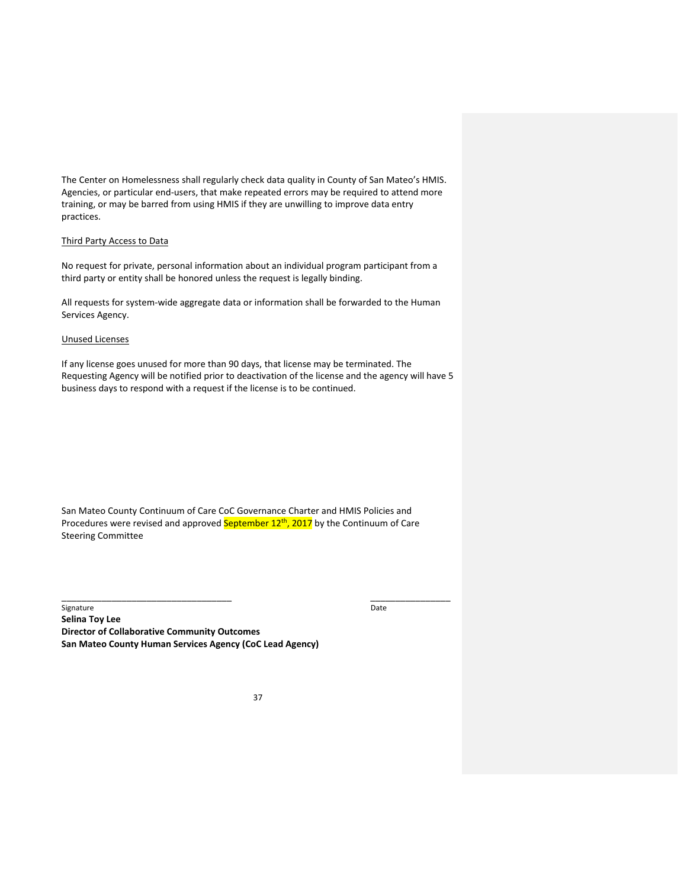The Center on Homelessness shall regularly check data quality in County of San Mateo's HMIS. Agencies, or particular end-users, that make repeated errors may be required to attend more training, or may be barred from using HMIS if they are unwilling to improve data entry practices.

Third Party Access to Data

No request for private, personal information about an individual program participant from a third party or entity shall be honored unless the request is legally binding.

All requests for system-wide aggregate data or information shall be forwarded to the Human Services Agency.

Unused Licenses

If any license goes unused for more than 90 days, that license may be terminated. The Requesting Agency will be notified prior to deactivation of the license and the agency will have 5 business days to respond with a request if the license is to be continued.

San Mateo County Continuum of Care CoC Governance Charter and HMIS Policies and Procedures were revised and approved September 12th, 2017 by the Continuum of Care Steering Committee

___________________________________ ________________

Signature Date

**Selina Toy Lee**
**Director of Collaborative Community Outcomes**
**San Mateo County Human Services Agency (CoC Lead Agency)**